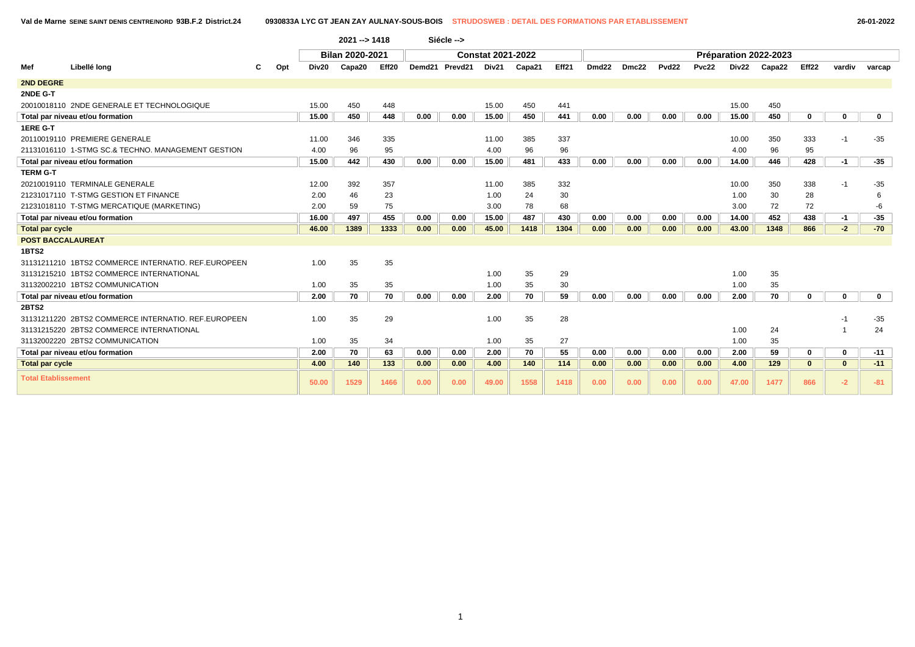Val de Marne SEINE SAINT DENIS CENTRE/NORD 93B.F.2 District.24 — 0930833A LYC GT JEAN ZAY AULNAY-SOUS-BOIS — STRUDOSWEB : DETAIL DES FORMATIONS PAR ETABLISSEMENT — 26-01-2022

2021 --> 1418 — Siécle -->

| Mef | Libellé long | C | Opt | Bilan 2020-2021 | | | Constat 2021-2022 | | | | | Préparation 2022-2023 | | | | | | | | |
|---|---|---|---|---|---|---|---|---|---|---|---|---|---|---|---|---|---|---|---|---|
| | | | | Div20 | Capa20 | Eff20 | Demd21 | Prevd21 | Div21 | Capa21 | Eff21 | Dmd22 | Dmc22 | Pvd22 | Pvc22 | Div22 | Capa22 | Eff22 | vardiv | varcap |
| **2ND DEGRE** | | | | | | | | | | | | | | | | | | | | |
| **2NDE G-T** | | | | | | | | | | | | | | | | | | | | |
| 20010018110 | 2NDE GENERALE ET TECHNOLOGIQUE | | | 15.00 | 450 | 448 | | | 15.00 | 450 | 441 | | | | | 15.00 | 450 | | | |
| **Total par niveau et/ou formation** | | | | **15.00** | **450** | **448** | **0.00** | **0.00** | **15.00** | **450** | **441** | **0.00** | **0.00** | **0.00** | **0.00** | **15.00** | **450** | **0** | **0** | **0** |
| **1ERE G-T** | | | | | | | | | | | | | | | | | | | | |
| 20110019110 | PREMIERE GENERALE | | | 11.00 | 346 | 335 | | | 11.00 | 385 | 337 | | | | | 10.00 | 350 | 333 | -1 | -35 |
| 21131016110 | 1-STMG SC.& TECHNO. MANAGEMENT GESTION | | | 4.00 | 96 | 95 | | | 4.00 | 96 | 96 | | | | | 4.00 | 96 | 95 | | |
| **Total par niveau et/ou formation** | | | | **15.00** | **442** | **430** | **0.00** | **0.00** | **15.00** | **481** | **433** | **0.00** | **0.00** | **0.00** | **0.00** | **14.00** | **446** | **428** | **-1** | **-35** |
| **TERM G-T** | | | | | | | | | | | | | | | | | | | | |
| 20210019110 | TERMINALE GENERALE | | | 12.00 | 392 | 357 | | | 11.00 | 385 | 332 | | | | | 10.00 | 350 | 338 | -1 | -35 |
| 21231017110 | T-STMG GESTION ET FINANCE | | | 2.00 | 46 | 23 | | | 1.00 | 24 | 30 | | | | | 1.00 | 30 | 28 | | 6 |
| 21231018110 | T-STMG MERCATIQUE (MARKETING) | | | 2.00 | 59 | 75 | | | 3.00 | 78 | 68 | | | | | 3.00 | 72 | 72 | | -6 |
| **Total par niveau et/ou formation** | | | | **16.00** | **497** | **455** | **0.00** | **0.00** | **15.00** | **487** | **430** | **0.00** | **0.00** | **0.00** | **0.00** | **14.00** | **452** | **438** | **-1** | **-35** |
| **Total par cycle** | | | | **46.00** | **1389** | **1333** | **0.00** | **0.00** | **45.00** | **1418** | **1304** | **0.00** | **0.00** | **0.00** | **0.00** | **43.00** | **1348** | **866** | **-2** | **-70** |
| **POST BACCALAUREAT** | | | | | | | | | | | | | | | | | | | | |
| **1BTS2** | | | | | | | | | | | | | | | | | | | | |
| 31131211210 | 1BTS2 COMMERCE INTERNATIO. REF.EUROPEEN | | | 1.00 | 35 | 35 | | | | | | | | | | | | | | |
| 31131215210 | 1BTS2 COMMERCE INTERNATIONAL | | | | | | | | 1.00 | 35 | 29 | | | | | 1.00 | 35 | | | |
| 31132002210 | 1BTS2 COMMUNICATION | | | 1.00 | 35 | 35 | | | 1.00 | 35 | 30 | | | | | 1.00 | 35 | | | |
| **Total par niveau et/ou formation** | | | | **2.00** | **70** | **70** | **0.00** | **0.00** | **2.00** | **70** | **59** | **0.00** | **0.00** | **0.00** | **0.00** | **2.00** | **70** | **0** | **0** | **0** |
| **2BTS2** | | | | | | | | | | | | | | | | | | | | |
| 31131211220 | 2BTS2 COMMERCE INTERNATIO. REF.EUROPEEN | | | 1.00 | 35 | 29 | | | 1.00 | 35 | 28 | | | | | | | | -1 | -35 |
| 31131215220 | 2BTS2 COMMERCE INTERNATIONAL | | | | | | | | | | | | | | | 1.00 | 24 | | 1 | 24 |
| 31132002220 | 2BTS2 COMMUNICATION | | | 1.00 | 35 | 34 | | | 1.00 | 35 | 27 | | | | | 1.00 | 35 | | | |
| **Total par niveau et/ou formation** | | | | **2.00** | **70** | **63** | **0.00** | **0.00** | **2.00** | **70** | **55** | **0.00** | **0.00** | **0.00** | **0.00** | **2.00** | **59** | **0** | **0** | **-11** |
| **Total par cycle** | | | | **4.00** | **140** | **133** | **0.00** | **0.00** | **4.00** | **140** | **114** | **0.00** | **0.00** | **0.00** | **0.00** | **4.00** | **129** | **0** | **0** | **-11** |
| **Total Etablissement** | | | | **50.00** | **1529** | **1466** | **0.00** | **0.00** | **49.00** | **1558** | **1418** | **0.00** | **0.00** | **0.00** | **0.00** | **47.00** | **1477** | **866** | **-2** | **-81** |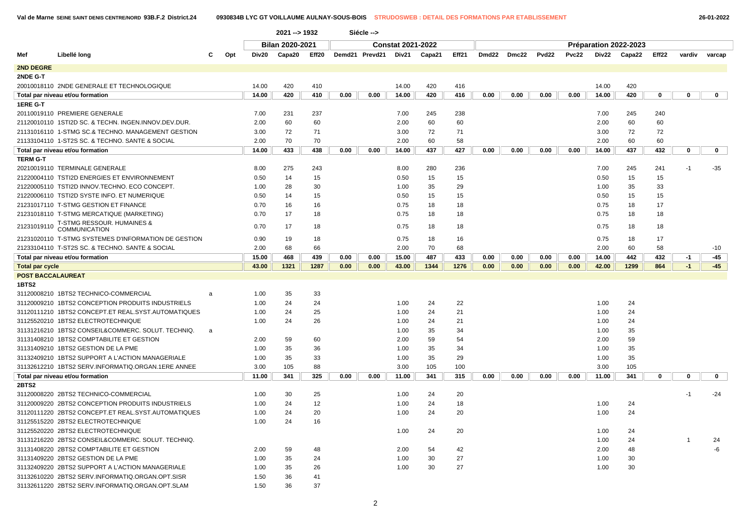| Mef | Libellé long | C | Opt | Bilan 2020-2021 | | | Constat 2021-2022 | | | | | Préparation 2022-2023 | | | | | | | | |
|---|---|---|---|---|---|---|---|---|---|---|---|---|---|---|---|---|---|---|---|---|
| | | | | Div20 | Capa20 | Eff20 | Demd21 | Prevd21 | Div21 | Capa21 | Eff21 | Dmd22 | Dmc22 | Pvd22 | Pvc22 | Div22 | Capa22 | Eff22 | vardiv | varcap |
| **2ND DEGRE** | | | | | | | | | | | | | | | | | | | | |
| **2NDE G-T** | | | | | | | | | | | | | | | | | | | | |
| 20010018110 | 2NDE GENERALE ET TECHNOLOGIQUE | | | 14.00 | 420 | 410 | | | 14.00 | 420 | 416 | | | | | 14.00 | 420 | | | |
| **Total par niveau et/ou formation** | | | | 14.00 | 420 | 410 | 0.00 | 0.00 | 14.00 | 420 | 416 | 0.00 | 0.00 | 0.00 | 0.00 | 14.00 | 420 | 0 | 0 | 0 |
| **1ERE G-T** | | | | | | | | | | | | | | | | | | | | |
| 20110019110 | PREMIERE GENERALE | | | 7.00 | 231 | 237 | | | 7.00 | 245 | 238 | | | | | 7.00 | 245 | 240 | | |
| 21120010110 | 1STI2D SC. & TECHN. INGEN.INNOV.DEV.DUR. | | | 2.00 | 60 | 60 | | | 2.00 | 60 | 60 | | | | | 2.00 | 60 | 60 | | |
| 21131016110 | 1-STMG SC.& TECHNO. MANAGEMENT GESTION | | | 3.00 | 72 | 71 | | | 3.00 | 72 | 71 | | | | | 3.00 | 72 | 72 | | |
| 21133104110 | 1-ST2S SC. & TECHNO. SANTE & SOCIAL | | | 2.00 | 70 | 70 | | | 2.00 | 60 | 58 | | | | | 2.00 | 60 | 60 | | |
| **Total par niveau et/ou formation** | | | | 14.00 | 433 | 438 | 0.00 | 0.00 | 14.00 | 437 | 427 | 0.00 | 0.00 | 0.00 | 0.00 | 14.00 | 437 | 432 | 0 | 0 |
| **TERM G-T** | | | | | | | | | | | | | | | | | | | | |
| 20210019110 | TERMINALE GENERALE | | | 8.00 | 275 | 243 | | | 8.00 | 280 | 236 | | | | | 7.00 | 245 | 241 | -1 | -35 |
| 21220004110 | TSTI2D ENERGIES ET ENVIRONNEMENT | | | 0.50 | 14 | 15 | | | 0.50 | 15 | 15 | | | | | 0.50 | 15 | 15 | | |
| 21220005110 | TSTI2D INNOV.TECHNO. ECO CONCEPT. | | | 1.00 | 28 | 30 | | | 1.00 | 35 | 29 | | | | | 1.00 | 35 | 33 | | |
| 21220006110 | TSTI2D SYSTE INFO. ET NUMERIQUE | | | 0.50 | 14 | 15 | | | 0.50 | 15 | 15 | | | | | 0.50 | 15 | 15 | | |
| 21231017110 | T-STMG GESTION ET FINANCE | | | 0.70 | 16 | 16 | | | 0.75 | 18 | 18 | | | | | 0.75 | 18 | 17 | | |
| 21231018110 | T-STMG MERCATIQUE (MARKETING) | | | 0.70 | 17 | 18 | | | 0.75 | 18 | 18 | | | | | 0.75 | 18 | 18 | | |
| 21231019110 | T-STMG RESSOUR. HUMAINES & COMMUNICATION | | | 0.70 | 17 | 18 | | | 0.75 | 18 | 18 | | | | | 0.75 | 18 | 18 | | |
| 21231020110 | T-STMG SYSTEMES D'INFORMATION DE GESTION | | | 0.90 | 19 | 18 | | | 0.75 | 18 | 16 | | | | | 0.75 | 18 | 17 | | |
| 21233104110 | T-ST2S SC. & TECHNO. SANTE & SOCIAL | | | 2.00 | 68 | 66 | | | 2.00 | 70 | 68 | | | | | 2.00 | 60 | 58 | | -10 |
| **Total par niveau et/ou formation** | | | | 15.00 | 468 | 439 | 0.00 | 0.00 | 15.00 | 487 | 433 | 0.00 | 0.00 | 0.00 | 0.00 | 14.00 | 442 | 432 | -1 | -45 |
| **Total par cycle** | | | | 43.00 | 1321 | 1287 | 0.00 | 0.00 | 43.00 | 1344 | 1276 | 0.00 | 0.00 | 0.00 | 0.00 | 42.00 | 1299 | 864 | -1 | -45 |
| **POST BACCALAUREAT** | | | | | | | | | | | | | | | | | | | | |
| **1BTS2** | | | | | | | | | | | | | | | | | | | | |
| 31120008210 | 1BTS2 TECHNICO-COMMERCIAL | a | | 1.00 | 35 | 33 | | | | | | | | | | | | | | |
| 31120009210 | 1BTS2 CONCEPTION PRODUITS INDUSTRIELS | | | 1.00 | 24 | 24 | | | 1.00 | 24 | 22 | | | | | 1.00 | 24 | | | |
| 31120111210 | 1BTS2 CONCEPT.ET REAL.SYST.AUTOMATIQUES | | | 1.00 | 24 | 25 | | | 1.00 | 24 | 21 | | | | | 1.00 | 24 | | | |
| 31125520210 | 1BTS2 ELECTROTECHNIQUE | | | 1.00 | 24 | 26 | | | 1.00 | 24 | 21 | | | | | 1.00 | 24 | | | |
| 31131216210 | 1BTS2 CONSEIL&COMMERC. SOLUT. TECHNIQ. | a | | | | | | | 1.00 | 35 | 34 | | | | | 1.00 | 35 | | | |
| 31131408210 | 1BTS2 COMPTABILITE ET GESTION | | | 2.00 | 59 | 60 | | | 2.00 | 59 | 54 | | | | | 2.00 | 59 | | | |
| 31131409210 | 1BTS2 GESTION DE LA PME | | | 1.00 | 35 | 36 | | | 1.00 | 35 | 34 | | | | | 1.00 | 35 | | | |
| 31132409210 | 1BTS2 SUPPORT A L'ACTION MANAGERIALE | | | 1.00 | 35 | 33 | | | 1.00 | 35 | 29 | | | | | 1.00 | 35 | | | |
| 31132612210 | 1BTS2 SERV.INFORMATIQ.ORGAN.1ERE ANNEE | | | 3.00 | 105 | 88 | | | 3.00 | 105 | 100 | | | | | 3.00 | 105 | | | |
| **Total par niveau et/ou formation** | | | | 11.00 | 341 | 325 | 0.00 | 0.00 | 11.00 | 341 | 315 | 0.00 | 0.00 | 0.00 | 0.00 | 11.00 | 341 | 0 | 0 | 0 |
| **2BTS2** | | | | | | | | | | | | | | | | | | | | |
| 31120008220 | 2BTS2 TECHNICO-COMMERCIAL | | | 1.00 | 30 | 25 | | | 1.00 | 24 | 20 | | | | | | | | -1 | -24 |
| 31120009220 | 2BTS2 CONCEPTION PRODUITS INDUSTRIELS | | | 1.00 | 24 | 12 | | | 1.00 | 24 | 18 | | | | | 1.00 | 24 | | | |
| 31120111220 | 2BTS2 CONCEPT.ET REAL.SYST.AUTOMATIQUES | | | 1.00 | 24 | 20 | | | 1.00 | 24 | 20 | | | | | 1.00 | 24 | | | |
| 31125515220 | 2BTS2 ELECTROTECHNIQUE | | | 1.00 | 24 | 16 | | | | | | | | | | | | | | |
| 31125520220 | 2BTS2 ELECTROTECHNIQUE | | | | | | | | 1.00 | 24 | 20 | | | | | 1.00 | 24 | | | |
| 31131216220 | 2BTS2 CONSEIL&COMMERC. SOLUT. TECHNIQ. | | | | | | | | | | | | | | | 1.00 | 24 | | 1 | 24 |
| 31131408220 | 2BTS2 COMPTABILITE ET GESTION | | | 2.00 | 59 | 48 | | | 2.00 | 54 | 42 | | | | | 2.00 | 48 | | | -6 |
| 31131409220 | 2BTS2 GESTION DE LA PME | | | 1.00 | 35 | 24 | | | 1.00 | 30 | 27 | | | | | 1.00 | 30 | | | |
| 31132409220 | 2BTS2 SUPPORT A L'ACTION MANAGERIALE | | | 1.00 | 35 | 26 | | | 1.00 | 30 | 27 | | | | | 1.00 | 30 | | | |
| 31132610220 | 2BTS2 SERV.INFORMATIQ.ORGAN.OPT.SISR | | | 1.50 | 36 | 41 | | | | | | | | | | | | | | |
| 31132611220 | 2BTS2 SERV.INFORMATIQ.ORGAN.OPT.SLAM | | | 1.50 | 36 | 37 | | | | | | | | | | | | | | |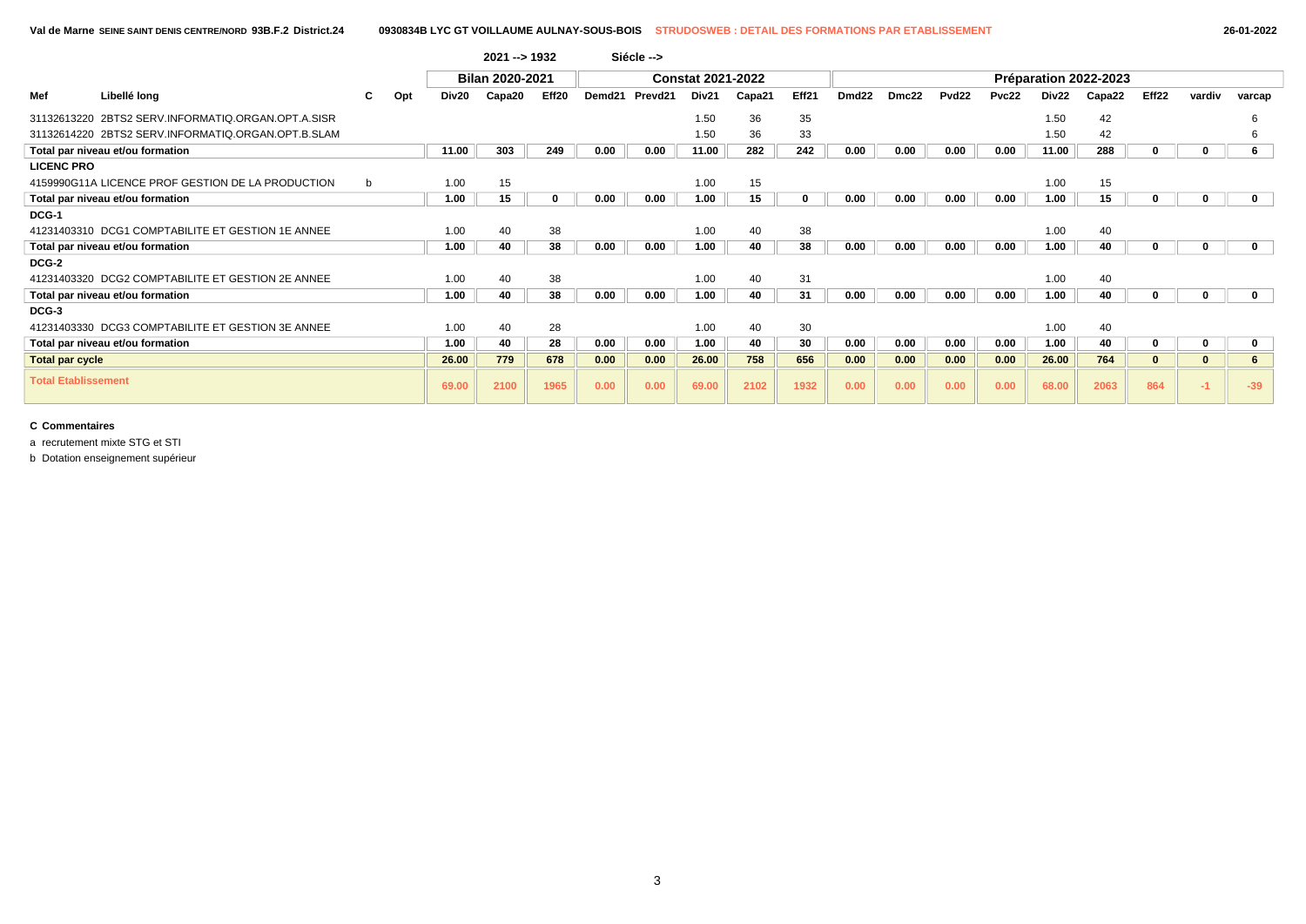Val de Marne SEINE SAINT DENIS CENTRE/NORD 93B.F.2 District.24 — 0930834B LYC GT VOILLAUME AULNAY-SOUS-BOIS — STRUDOSWEB : DETAIL DES FORMATIONS PAR ETABLISSEMENT — 26-01-2022

| | | | | 2021 --> 1932 | | | Siécle --> | | | | | | | | | | | | | |
|---|---|---|---|---|---|---|---|---|---|---|---|---|---|---|---|---|---|---|---|---|
| | | | | Bilan 2020-2021 | | | Constat 2021-2022 | | | | | Préparation 2022-2023 | | | | | | | | |
| Mef | Libellé long | C | Opt | Div20 | Capa20 | Eff20 | Demd21 | Prevd21 | Div21 | Capa21 | Eff21 | Dmd22 | Dmc22 | Pvd22 | Pvc22 | Div22 | Capa22 | Eff22 | vardiv | varcap |
| 31132613220 | 2BTS2 SERV.INFORMATIQ.ORGAN.OPT.A.SISR | | | | | | | | 1.50 | 36 | 35 | | | | | 1.50 | 42 | | | 6 |
| 31132614220 | 2BTS2 SERV.INFORMATIQ.ORGAN.OPT.B.SLAM | | | | | | | | 1.50 | 36 | 33 | | | | | 1.50 | 42 | | | 6 |
| **Total par niveau et/ou formation** | | | | **11.00** | **303** | **249** | **0.00** | **0.00** | **11.00** | **282** | **242** | **0.00** | **0.00** | **0.00** | **0.00** | **11.00** | **288** | **0** | **0** | **6** |
| **LICENC PRO** | | | | | | | | | | | | | | | | | | | | |
| 4159990G11A | LICENCE PROF GESTION DE LA PRODUCTION | b | | 1.00 | 15 | | | | 1.00 | 15 | | | | | | 1.00 | 15 | | | |
| **Total par niveau et/ou formation** | | | | **1.00** | **15** | **0** | **0.00** | **0.00** | **1.00** | **15** | **0** | **0.00** | **0.00** | **0.00** | **0.00** | **1.00** | **15** | **0** | **0** | **0** |
| **DCG-1** | | | | | | | | | | | | | | | | | | | | |
| 41231403310 | DCG1 COMPTABILITE ET GESTION 1E ANNEE | | | 1.00 | 40 | 38 | | | 1.00 | 40 | 38 | | | | | 1.00 | 40 | | | |
| **Total par niveau et/ou formation** | | | | **1.00** | **40** | **38** | **0.00** | **0.00** | **1.00** | **40** | **38** | **0.00** | **0.00** | **0.00** | **0.00** | **1.00** | **40** | **0** | **0** | **0** |
| **DCG-2** | | | | | | | | | | | | | | | | | | | | |
| 41231403320 | DCG2 COMPTABILITE ET GESTION 2E ANNEE | | | 1.00 | 40 | 38 | | | 1.00 | 40 | 31 | | | | | 1.00 | 40 | | | |
| **Total par niveau et/ou formation** | | | | **1.00** | **40** | **38** | **0.00** | **0.00** | **1.00** | **40** | **31** | **0.00** | **0.00** | **0.00** | **0.00** | **1.00** | **40** | **0** | **0** | **0** |
| **DCG-3** | | | | | | | | | | | | | | | | | | | | |
| 41231403330 | DCG3 COMPTABILITE ET GESTION 3E ANNEE | | | 1.00 | 40 | 28 | | | 1.00 | 40 | 30 | | | | | 1.00 | 40 | | | |
| **Total par niveau et/ou formation** | | | | **1.00** | **40** | **28** | **0.00** | **0.00** | **1.00** | **40** | **30** | **0.00** | **0.00** | **0.00** | **0.00** | **1.00** | **40** | **0** | **0** | **0** |
| **Total par cycle** | | | | **26.00** | **779** | **678** | **0.00** | **0.00** | **26.00** | **758** | **656** | **0.00** | **0.00** | **0.00** | **0.00** | **26.00** | **764** | **0** | **0** | **6** |
| **Total Etablissement** | | | | **69.00** | **2100** | **1965** | **0.00** | **0.00** | **69.00** | **2102** | **1932** | **0.00** | **0.00** | **0.00** | **0.00** | **68.00** | **2063** | **864** | **-1** | **-39** |

**C Commentaires**

a recrutement mixte STG et STI

b Dotation enseignement supérieur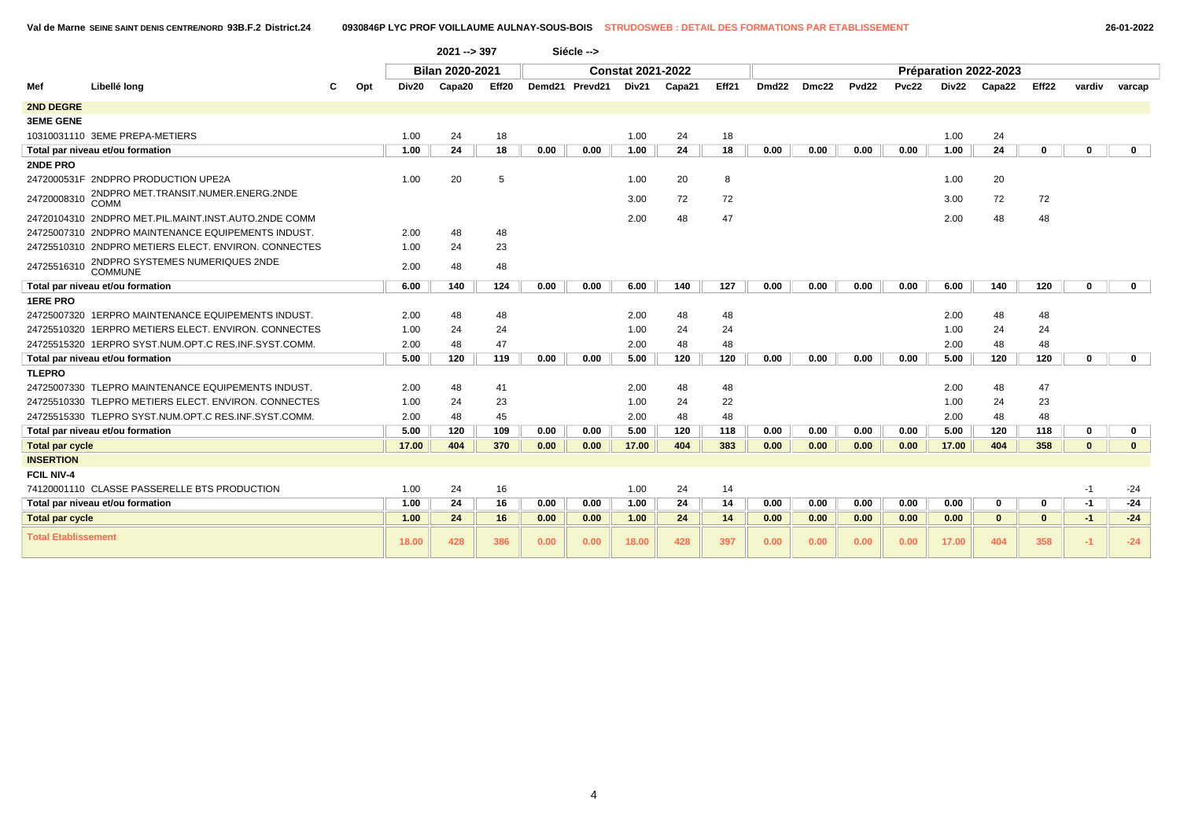Val de Marne SEINE SAINT DENIS CENTRE/NORD 93B.F.2 District.24 — 0930846P LYC PROF VOILLAUME AULNAY-SOUS-BOIS — STRUDOSWEB : DETAIL DES FORMATIONS PAR ETABLISSEMENT — 26-01-2022

2021 --> 397 — Siécle -->

| Mef | Libellé long | C | Opt | Bilan 2020-2021 | | | Constat 2021-2022 | | | | | Préparation 2022-2023 | | | | | | | | |
|---|---|---|---|---|---|---|---|---|---|---|---|---|---|---|---|---|---|---|---|---|
| | | | | Div20 | Capa20 | Eff20 | Demd21 | Prevd21 | Div21 | Capa21 | Eff21 | Dmd22 | Dmc22 | Pvd22 | Pvc22 | Div22 | Capa22 | Eff22 | vardiv | varcap |
| **2ND DEGRE** | | | | | | | | | | | | | | | | | | | | |
| **3EME GENE** | | | | | | | | | | | | | | | | | | | | |
| 10310031110 | 3EME PREPA-METIERS | | | 1.00 | 24 | 18 | | | 1.00 | 24 | 18 | | | | | 1.00 | 24 | | | |
| **Total par niveau et/ou formation** | | | | **1.00** | **24** | **18** | **0.00** | **0.00** | **1.00** | **24** | **18** | **0.00** | **0.00** | **0.00** | **0.00** | **1.00** | **24** | **0** | **0** | **0** |
| **2NDE PRO** | | | | | | | | | | | | | | | | | | | | |
| 2472000531F | 2NDPRO PRODUCTION UPE2A | | | 1.00 | 20 | 5 | | | 1.00 | 20 | 8 | | | | | 1.00 | 20 | | | |
| 24720008310 | 2NDPRO MET.TRANSIT.NUMER.ENERG.2NDE COMM | | | | | | | | 3.00 | 72 | 72 | | | | | 3.00 | 72 | 72 | | |
| 24720104310 | 2NDPRO MET.PIL.MAINT.INST.AUTO.2NDE COMM | | | | | | | | 2.00 | 48 | 47 | | | | | 2.00 | 48 | 48 | | |
| 24725007310 | 2NDPRO MAINTENANCE EQUIPEMENTS INDUST. | | | 2.00 | 48 | 48 | | | | | | | | | | | | | | |
| 24725510310 | 2NDPRO METIERS ELECT. ENVIRON. CONNECTES | | | 1.00 | 24 | 23 | | | | | | | | | | | | | | |
| 24725516310 | 2NDPRO SYSTEMES NUMERIQUES 2NDE COMMUNE | | | 2.00 | 48 | 48 | | | | | | | | | | | | | | |
| **Total par niveau et/ou formation** | | | | **6.00** | **140** | **124** | **0.00** | **0.00** | **6.00** | **140** | **127** | **0.00** | **0.00** | **0.00** | **0.00** | **6.00** | **140** | **120** | **0** | **0** |
| **1ERE PRO** | | | | | | | | | | | | | | | | | | | | |
| 24725007320 | 1ERPRO MAINTENANCE EQUIPEMENTS INDUST. | | | 2.00 | 48 | 48 | | | 2.00 | 48 | 48 | | | | | 2.00 | 48 | 48 | | |
| 24725510320 | 1ERPRO METIERS ELECT. ENVIRON. CONNECTES | | | 1.00 | 24 | 24 | | | 1.00 | 24 | 24 | | | | | 1.00 | 24 | 24 | | |
| 24725515320 | 1ERPRO SYST.NUM.OPT.C RES.INF.SYST.COMM. | | | 2.00 | 48 | 47 | | | 2.00 | 48 | 48 | | | | | 2.00 | 48 | 48 | | |
| **Total par niveau et/ou formation** | | | | **5.00** | **120** | **119** | **0.00** | **0.00** | **5.00** | **120** | **120** | **0.00** | **0.00** | **0.00** | **0.00** | **5.00** | **120** | **120** | **0** | **0** |
| **TLEPRO** | | | | | | | | | | | | | | | | | | | | |
| 24725007330 | TLEPRO MAINTENANCE EQUIPEMENTS INDUST. | | | 2.00 | 48 | 41 | | | 2.00 | 48 | 48 | | | | | 2.00 | 48 | 47 | | |
| 24725510330 | TLEPRO METIERS ELECT. ENVIRON. CONNECTES | | | 1.00 | 24 | 23 | | | 1.00 | 24 | 22 | | | | | 1.00 | 24 | 23 | | |
| 24725515330 | TLEPRO SYST.NUM.OPT.C RES.INF.SYST.COMM. | | | 2.00 | 48 | 45 | | | 2.00 | 48 | 48 | | | | | 2.00 | 48 | 48 | | |
| **Total par niveau et/ou formation** | | | | **5.00** | **120** | **109** | **0.00** | **0.00** | **5.00** | **120** | **118** | **0.00** | **0.00** | **0.00** | **0.00** | **5.00** | **120** | **118** | **0** | **0** |
| **Total par cycle** | | | | **17.00** | **404** | **370** | **0.00** | **0.00** | **17.00** | **404** | **383** | **0.00** | **0.00** | **0.00** | **0.00** | **17.00** | **404** | **358** | **0** | **0** |
| **INSERTION** | | | | | | | | | | | | | | | | | | | | |
| **FCIL NIV-4** | | | | | | | | | | | | | | | | | | | | |
| 74120001110 | CLASSE PASSERELLE BTS PRODUCTION | | | 1.00 | 24 | 16 | | | 1.00 | 24 | 14 | | | | | | | | -1 | -24 |
| **Total par niveau et/ou formation** | | | | **1.00** | **24** | **16** | **0.00** | **0.00** | **1.00** | **24** | **14** | **0.00** | **0.00** | **0.00** | **0.00** | **0.00** | **0** | **0** | **-1** | **-24** |
| **Total par cycle** | | | | **1.00** | **24** | **16** | **0.00** | **0.00** | **1.00** | **24** | **14** | **0.00** | **0.00** | **0.00** | **0.00** | **0.00** | **0** | **0** | **-1** | **-24** |
| **Total Etablissement** | | | | **18.00** | **428** | **386** | **0.00** | **0.00** | **18.00** | **428** | **397** | **0.00** | **0.00** | **0.00** | **0.00** | **17.00** | **404** | **358** | **-1** | **-24** |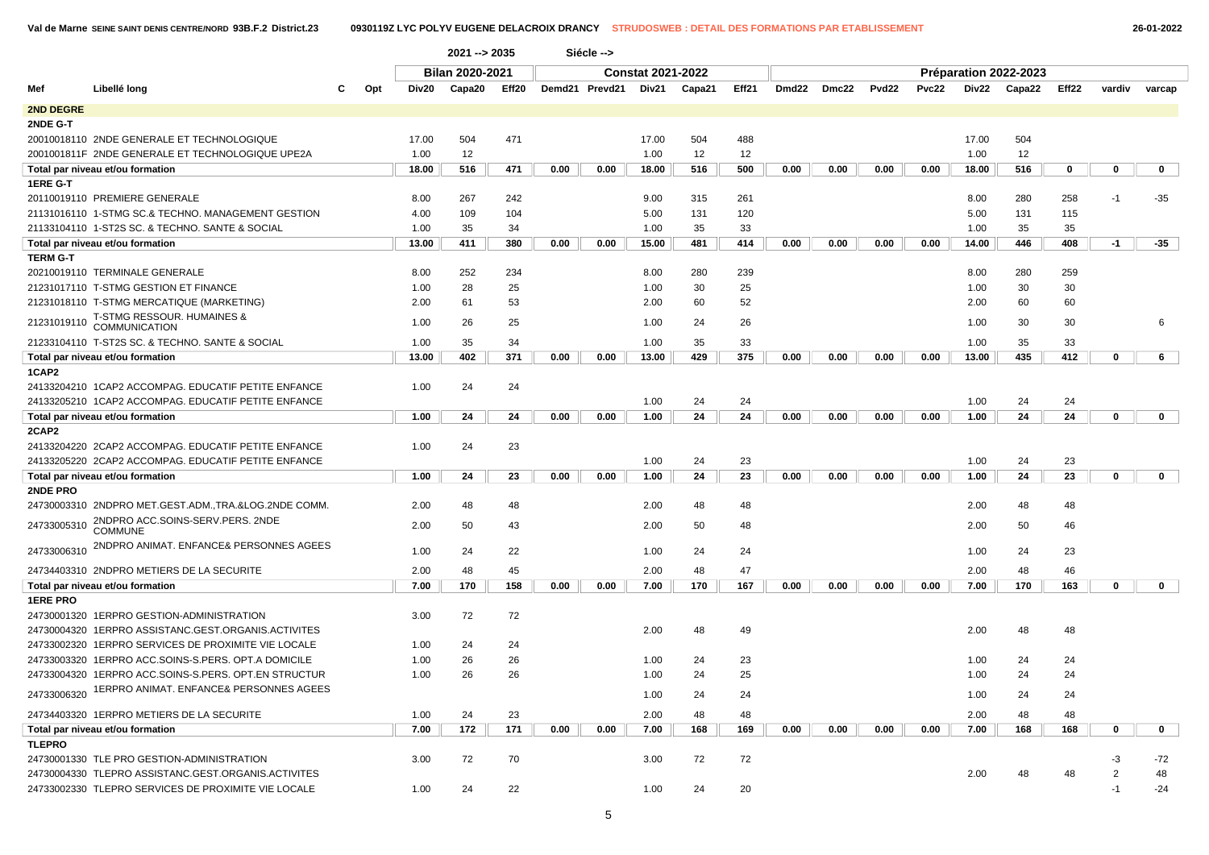Val de Marne SEINE SAINT DENIS CENTRE/NORD 93B.F.2 District.23 — 0930119Z LYC POLYV EUGENE DELACROIX DRANCY — STRUDOSWEB : DETAIL DES FORMATIONS PAR ETABLISSEMENT — 26-01-2022

2021 --> 2035 Siécle -->

| Mef | Libellé long | C | Opt | Bilan 2020-2021 | | | Constat 2021-2022 | | | | | Préparation 2022-2023 | | | | | | | | |
|---|---|---|---|---|---|---|---|---|---|---|---|---|---|---|---|---|---|---|---|---|
| | | | | Div20 | Capa20 | Eff20 | Demd21 | Prevd21 | Div21 | Capa21 | Eff21 | Dmd22 | Dmc22 | Pvd22 | Pvc22 | Div22 | Capa22 | Eff22 | vardiv | varcap |
| **2ND DEGRE** | | | | | | | | | | | | | | | | | | | | |
| **2NDE G-T** | | | | | | | | | | | | | | | | | | | | |
| 20010018110 | 2NDE GENERALE ET TECHNOLOGIQUE | | | 17.00 | 504 | 471 | | | 17.00 | 504 | 488 | | | | | 17.00 | 504 | | | |
| 2001001811F | 2NDE GENERALE ET TECHNOLOGIQUE UPE2A | | | 1.00 | 12 | | | | 1.00 | 12 | 12 | | | | | 1.00 | 12 | | | |
| **Total par niveau et/ou formation** | | | | **18.00** | **516** | **471** | **0.00** | **0.00** | **18.00** | **516** | **500** | **0.00** | **0.00** | **0.00** | **0.00** | **18.00** | **516** | **0** | **0** | **0** |
| **1ERE G-T** | | | | | | | | | | | | | | | | | | | | |
| 20110019110 | PREMIERE GENERALE | | | 8.00 | 267 | 242 | | | 9.00 | 315 | 261 | | | | | 8.00 | 280 | 258 | -1 | -35 |
| 21131016110 | 1-STMG SC.& TECHNO. MANAGEMENT GESTION | | | 4.00 | 109 | 104 | | | 5.00 | 131 | 120 | | | | | 5.00 | 131 | 115 | | |
| 21133104110 | 1-ST2S SC. & TECHNO. SANTE & SOCIAL | | | 1.00 | 35 | 34 | | | 1.00 | 35 | 33 | | | | | 1.00 | 35 | 35 | | |
| **Total par niveau et/ou formation** | | | | **13.00** | **411** | **380** | **0.00** | **0.00** | **15.00** | **481** | **414** | **0.00** | **0.00** | **0.00** | **0.00** | **14.00** | **446** | **408** | **-1** | **-35** |
| **TERM G-T** | | | | | | | | | | | | | | | | | | | | |
| 20210019110 | TERMINALE GENERALE | | | 8.00 | 252 | 234 | | | 8.00 | 280 | 239 | | | | | 8.00 | 280 | 259 | | |
| 21231017110 | T-STMG GESTION ET FINANCE | | | 1.00 | 28 | 25 | | | 1.00 | 30 | 25 | | | | | 1.00 | 30 | 30 | | |
| 21231018110 | T-STMG MERCATIQUE (MARKETING) | | | 2.00 | 61 | 53 | | | 2.00 | 60 | 52 | | | | | 2.00 | 60 | 60 | | |
| 21231019110 | T-STMG RESSOUR. HUMAINES & COMMUNICATION | | | 1.00 | 26 | 25 | | | 1.00 | 24 | 26 | | | | | 1.00 | 30 | 30 | | 6 |
| 21233104110 | T-ST2S SC. & TECHNO. SANTE & SOCIAL | | | 1.00 | 35 | 34 | | | 1.00 | 35 | 33 | | | | | 1.00 | 35 | 33 | | |
| **Total par niveau et/ou formation** | | | | **13.00** | **402** | **371** | **0.00** | **0.00** | **13.00** | **429** | **375** | **0.00** | **0.00** | **0.00** | **0.00** | **13.00** | **435** | **412** | **0** | **6** |
| **1CAP2** | | | | | | | | | | | | | | | | | | | | |
| 24133204210 | 1CAP2 ACCOMPAG. EDUCATIF PETITE ENFANCE | | | 1.00 | 24 | 24 | | | | | | | | | | | | | | |
| 24133205210 | 1CAP2 ACCOMPAG. EDUCATIF PETITE ENFANCE | | | | | | | | 1.00 | 24 | 24 | | | | | 1.00 | 24 | 24 | | |
| **Total par niveau et/ou formation** | | | | **1.00** | **24** | **24** | **0.00** | **0.00** | **1.00** | **24** | **24** | **0.00** | **0.00** | **0.00** | **0.00** | **1.00** | **24** | **24** | **0** | **0** |
| **2CAP2** | | | | | | | | | | | | | | | | | | | | |
| 24133204220 | 2CAP2 ACCOMPAG. EDUCATIF PETITE ENFANCE | | | 1.00 | 24 | 23 | | | | | | | | | | | | | | |
| 24133205220 | 2CAP2 ACCOMPAG. EDUCATIF PETITE ENFANCE | | | | | | | | 1.00 | 24 | 23 | | | | | 1.00 | 24 | 23 | | |
| **Total par niveau et/ou formation** | | | | **1.00** | **24** | **23** | **0.00** | **0.00** | **1.00** | **24** | **23** | **0.00** | **0.00** | **0.00** | **0.00** | **1.00** | **24** | **23** | **0** | **0** |
| **2NDE PRO** | | | | | | | | | | | | | | | | | | | | |
| 24730003310 | 2NDPRO MET.GEST.ADM.,TRA.&LOG.2NDE COMM. | | | 2.00 | 48 | 48 | | | 2.00 | 48 | 48 | | | | | 2.00 | 48 | 48 | | |
| 24733005310 | 2NDPRO ACC.SOINS-SERV.PERS. 2NDE COMMUNE | | | 2.00 | 50 | 43 | | | 2.00 | 50 | 48 | | | | | 2.00 | 50 | 46 | | |
| 24733006310 | 2NDPRO ANIMAT. ENFANCE& PERSONNES AGEES | | | 1.00 | 24 | 22 | | | 1.00 | 24 | 24 | | | | | 1.00 | 24 | 23 | | |
| 24734403310 | 2NDPRO METIERS DE LA SECURITE | | | 2.00 | 48 | 45 | | | 2.00 | 48 | 47 | | | | | 2.00 | 48 | 46 | | |
| **Total par niveau et/ou formation** | | | | **7.00** | **170** | **158** | **0.00** | **0.00** | **7.00** | **170** | **167** | **0.00** | **0.00** | **0.00** | **0.00** | **7.00** | **170** | **163** | **0** | **0** |
| **1ERE PRO** | | | | | | | | | | | | | | | | | | | | |
| 24730001320 | 1ERPRO GESTION-ADMINISTRATION | | | 3.00 | 72 | 72 | | | | | | | | | | | | | | |
| 24730004320 | 1ERPRO ASSISTANC.GEST.ORGANIS.ACTIVITES | | | | | | | | 2.00 | 48 | 49 | | | | | 2.00 | 48 | 48 | | |
| 24733002320 | 1ERPRO SERVICES DE PROXIMITE VIE LOCALE | | | 1.00 | 24 | 24 | | | | | | | | | | | | | | |
| 24733003320 | 1ERPRO ACC.SOINS-S.PERS. OPT.A DOMICILE | | | 1.00 | 26 | 26 | | | 1.00 | 24 | 23 | | | | | 1.00 | 24 | 24 | | |
| 24733004320 | 1ERPRO ACC.SOINS-S.PERS. OPT.EN STRUCTUR | | | 1.00 | 26 | 26 | | | 1.00 | 24 | 25 | | | | | 1.00 | 24 | 24 | | |
| 24733006320 | 1ERPRO ANIMAT. ENFANCE& PERSONNES AGEES | | | | | | | | 1.00 | 24 | 24 | | | | | 1.00 | 24 | 24 | | |
| 24734403320 | 1ERPRO METIERS DE LA SECURITE | | | 1.00 | 24 | 23 | | | 2.00 | 48 | 48 | | | | | 2.00 | 48 | 48 | | |
| **Total par niveau et/ou formation** | | | | **7.00** | **172** | **171** | **0.00** | **0.00** | **7.00** | **168** | **169** | **0.00** | **0.00** | **0.00** | **0.00** | **7.00** | **168** | **168** | **0** | **0** |
| **TLEPRO** | | | | | | | | | | | | | | | | | | | | |
| 24730001330 | TLE PRO GESTION-ADMINISTRATION | | | 3.00 | 72 | 70 | | | 3.00 | 72 | 72 | | | | | | | | -3 | -72 |
| 24730004330 | TLEPRO ASSISTANC.GEST.ORGANIS.ACTIVITES | | | | | | | | | | | | | | | 2.00 | 48 | 48 | 2 | 48 |
| 24733002330 | TLEPRO SERVICES DE PROXIMITE VIE LOCALE | | | 1.00 | 24 | 22 | | | 1.00 | 24 | 20 | | | | | | | | -1 | -24 |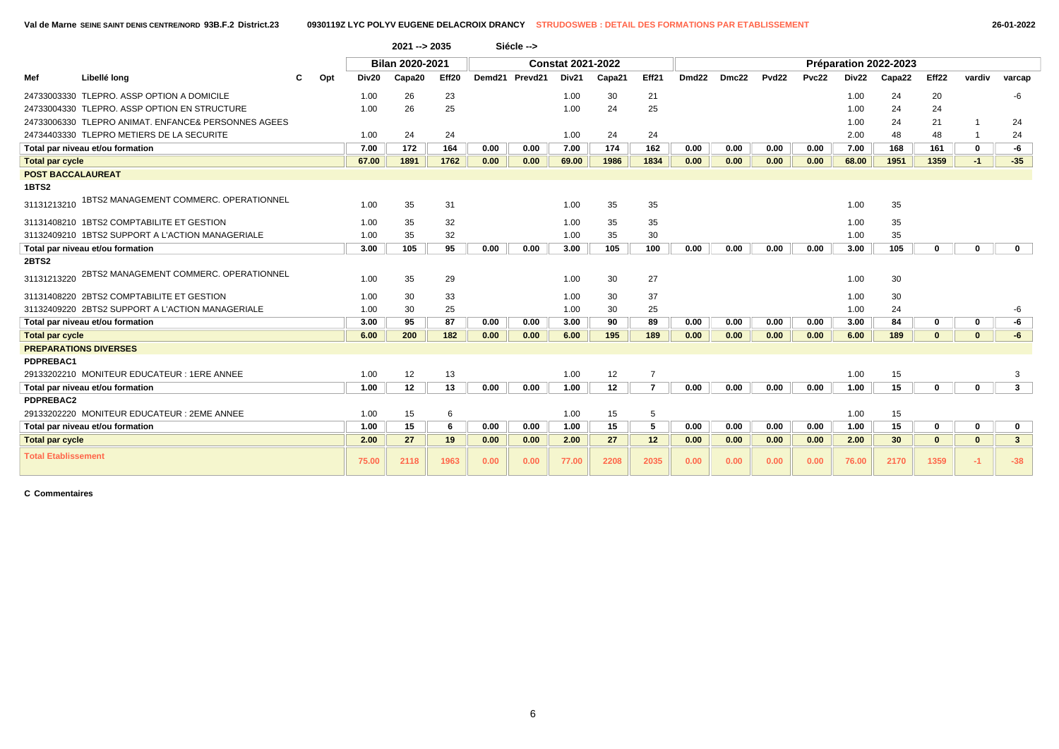Val de Marne SEINE SAINT DENIS CENTRE/NORD 93B.F.2 District.23 — 0930119Z LYC POLYV EUGENE DELACROIX DRANCY — STRUDOSWEB : DETAIL DES FORMATIONS PAR ETABLISSEMENT — 26-01-2022

2021 --> 2035 Siécle -->

| Mef | Libellé long | C | Opt | Bilan 2020-2021 | | | Constat 2021-2022 | | | | | Préparation 2022-2023 | | | | | | | | |
|---|---|---|---|---|---|---|---|---|---|---|---|---|---|---|---|---|---|---|---|---|
| | | | | Div20 | Capa20 | Eff20 | Demd21 | Prevd21 | Div21 | Capa21 | Eff21 | Dmd22 | Dmc22 | Pvd22 | Pvc22 | Div22 | Capa22 | Eff22 | vardiv | varcap |
| 24733003330 | TLEPRO. ASSP OPTION A DOMICILE | | | 1.00 | 26 | 23 | | | 1.00 | 30 | 21 | | | | | 1.00 | 24 | 20 | | -6 |
| 24733004330 | TLEPRO. ASSP OPTION EN STRUCTURE | | | 1.00 | 26 | 25 | | | 1.00 | 24 | 25 | | | | | 1.00 | 24 | 24 | | |
| 24733006330 | TLEPRO ANIMAT. ENFANCE& PERSONNES AGEES | | | | | | | | | | | | | | | 1.00 | 24 | 21 | 1 | 24 |
| 24734403330 | TLEPRO METIERS DE LA SECURITE | | | 1.00 | 24 | 24 | | | 1.00 | 24 | 24 | | | | | 2.00 | 48 | 48 | 1 | 24 |
| **Total par niveau et/ou formation** | | | | **7.00** | **172** | **164** | **0.00** | **0.00** | **7.00** | **174** | **162** | **0.00** | **0.00** | **0.00** | **0.00** | **7.00** | **168** | **161** | **0** | **-6** |
| **Total par cycle** | | | | **67.00** | **1891** | **1762** | **0.00** | **0.00** | **69.00** | **1986** | **1834** | **0.00** | **0.00** | **0.00** | **0.00** | **68.00** | **1951** | **1359** | **-1** | **-35** |
| **POST BACCALAUREAT** | | | | | | | | | | | | | | | | | | | | |
| **1BTS2** | | | | | | | | | | | | | | | | | | | | |
| 31131213210 | 1BTS2 MANAGEMENT COMMERC. OPERATIONNEL | | | 1.00 | 35 | 31 | | | 1.00 | 35 | 35 | | | | | 1.00 | 35 | | | |
| 31131408210 | 1BTS2 COMPTABILITE ET GESTION | | | 1.00 | 35 | 32 | | | 1.00 | 35 | 35 | | | | | 1.00 | 35 | | | |
| 31132409210 | 1BTS2 SUPPORT A L'ACTION MANAGERIALE | | | 1.00 | 35 | 32 | | | 1.00 | 35 | 30 | | | | | 1.00 | 35 | | | |
| **Total par niveau et/ou formation** | | | | **3.00** | **105** | **95** | **0.00** | **0.00** | **3.00** | **105** | **100** | **0.00** | **0.00** | **0.00** | **0.00** | **3.00** | **105** | **0** | **0** | **0** |
| **2BTS2** | | | | | | | | | | | | | | | | | | | | |
| 31131213220 | 2BTS2 MANAGEMENT COMMERC. OPERATIONNEL | | | 1.00 | 35 | 29 | | | 1.00 | 30 | 27 | | | | | 1.00 | 30 | | | |
| 31131408220 | 2BTS2 COMPTABILITE ET GESTION | | | 1.00 | 30 | 33 | | | 1.00 | 30 | 37 | | | | | 1.00 | 30 | | | |
| 31132409220 | 2BTS2 SUPPORT A L'ACTION MANAGERIALE | | | 1.00 | 30 | 25 | | | 1.00 | 30 | 25 | | | | | 1.00 | 24 | | | -6 |
| **Total par niveau et/ou formation** | | | | **3.00** | **95** | **87** | **0.00** | **0.00** | **3.00** | **90** | **89** | **0.00** | **0.00** | **0.00** | **0.00** | **3.00** | **84** | **0** | **0** | **-6** |
| **Total par cycle** | | | | **6.00** | **200** | **182** | **0.00** | **0.00** | **6.00** | **195** | **189** | **0.00** | **0.00** | **0.00** | **0.00** | **6.00** | **189** | **0** | **0** | **-6** |
| **PREPARATIONS DIVERSES** | | | | | | | | | | | | | | | | | | | | |
| **PDPREBAC1** | | | | | | | | | | | | | | | | | | | | |
| 29133202210 | MONITEUR EDUCATEUR : 1ERE ANNEE | | | 1.00 | 12 | 13 | | | 1.00 | 12 | 7 | | | | | 1.00 | 15 | | | 3 |
| **Total par niveau et/ou formation** | | | | **1.00** | **12** | **13** | **0.00** | **0.00** | **1.00** | **12** | **7** | **0.00** | **0.00** | **0.00** | **0.00** | **1.00** | **15** | **0** | **0** | **3** |
| **PDPREBAC2** | | | | | | | | | | | | | | | | | | | | |
| 29133202220 | MONITEUR EDUCATEUR : 2EME ANNEE | | | 1.00 | 15 | 6 | | | 1.00 | 15 | 5 | | | | | 1.00 | 15 | | | |
| **Total par niveau et/ou formation** | | | | **1.00** | **15** | **6** | **0.00** | **0.00** | **1.00** | **15** | **5** | **0.00** | **0.00** | **0.00** | **0.00** | **1.00** | **15** | **0** | **0** | **0** |
| **Total par cycle** | | | | **2.00** | **27** | **19** | **0.00** | **0.00** | **2.00** | **27** | **12** | **0.00** | **0.00** | **0.00** | **0.00** | **2.00** | **30** | **0** | **0** | **3** |
| **Total Etablissement** | | | | **75.00** | **2118** | **1963** | **0.00** | **0.00** | **77.00** | **2208** | **2035** | **0.00** | **0.00** | **0.00** | **0.00** | **76.00** | **2170** | **1359** | **-1** | **-38** |

**C Commentaires**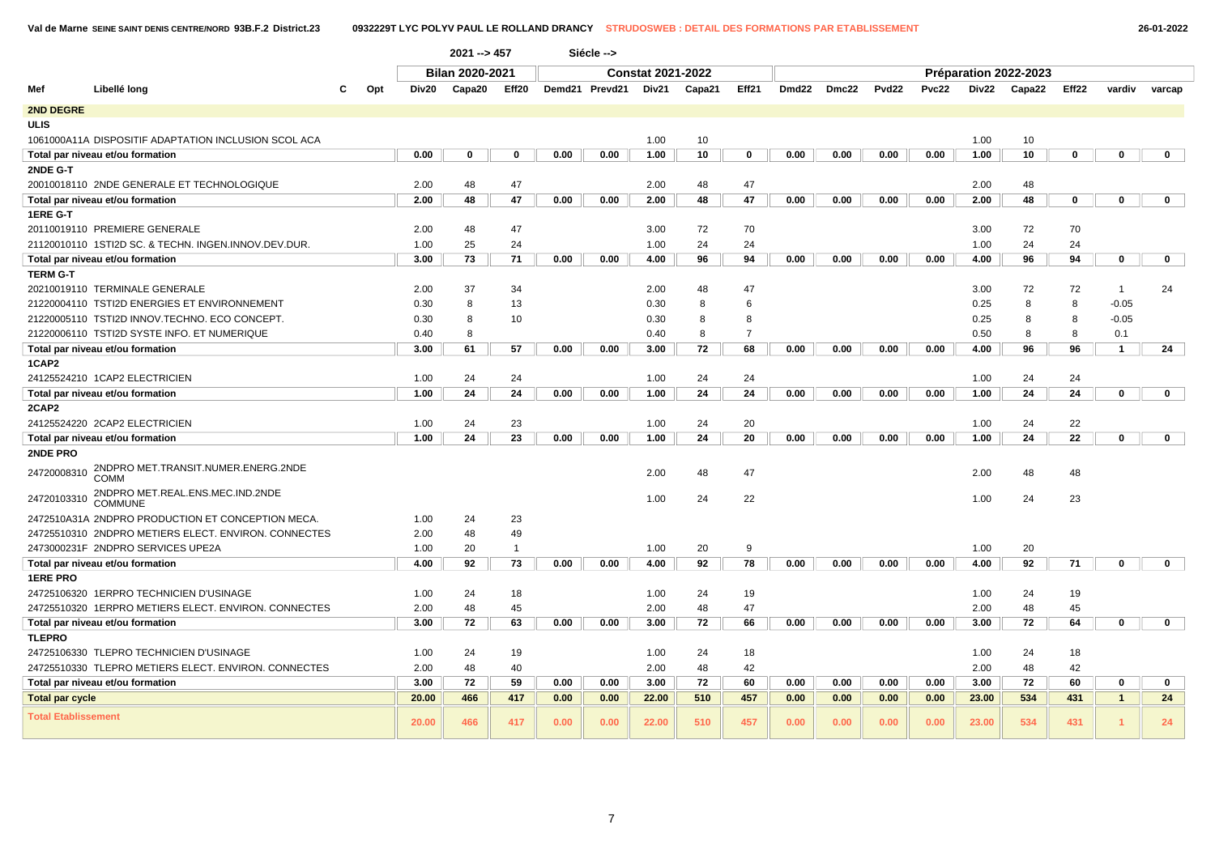Val de Marne SEINE SAINT DENIS CENTRE/NORD 93B.F.2 District.23 — 0932229T LYC POLYV PAUL LE ROLLAND DRANCY — STRUDOSWEB : DETAIL DES FORMATIONS PAR ETABLISSEMENT — 26-01-2022

2021 --> 457 Siécle -->

| Mef | Libellé long | C | Opt | Bilan 2020-2021 | | | Constat 2021-2022 | | | | | Préparation 2022-2023 | | | | | | | | |
|---|---|---|---|---|---|---|---|---|---|---|---|---|---|---|---|---|---|---|---|---|
| | | | | Div20 | Capa20 | Eff20 | Demd21 | Prevd21 | Div21 | Capa21 | Eff21 | Dmd22 | Dmc22 | Pvd22 | Pvc22 | Div22 | Capa22 | Eff22 | vardiv | varcap |
| **2ND DEGRE** | | | | | | | | | | | | | | | | | | | | |
| **ULIS** | | | | | | | | | | | | | | | | | | | | |
| 1061000A11A | DISPOSITIF ADAPTATION INCLUSION SCOL ACA | | | | | | | | 1.00 | 10 | | | | | | 1.00 | 10 | | | |
| **Total par niveau et/ou formation** | | | | 0.00 | 0 | 0 | 0.00 | 0.00 | 1.00 | 10 | 0 | 0.00 | 0.00 | 0.00 | 0.00 | 1.00 | 10 | 0 | 0 | 0 |
| **2NDE G-T** | | | | | | | | | | | | | | | | | | | | |
| 20010018110 | 2NDE GENERALE ET TECHNOLOGIQUE | | | 2.00 | 48 | 47 | | | 2.00 | 48 | 47 | | | | | 2.00 | 48 | | | |
| **Total par niveau et/ou formation** | | | | 2.00 | 48 | 47 | 0.00 | 0.00 | 2.00 | 48 | 47 | 0.00 | 0.00 | 0.00 | 0.00 | 2.00 | 48 | 0 | 0 | 0 |
| **1ERE G-T** | | | | | | | | | | | | | | | | | | | | |
| 20110019110 | PREMIERE GENERALE | | | 2.00 | 48 | 47 | | | 3.00 | 72 | 70 | | | | | 3.00 | 72 | 70 | | |
| 21120010110 | 1STI2D SC. & TECHN. INGEN.INNOV.DEV.DUR. | | | 1.00 | 25 | 24 | | | 1.00 | 24 | 24 | | | | | 1.00 | 24 | 24 | | |
| **Total par niveau et/ou formation** | | | | 3.00 | 73 | 71 | 0.00 | 0.00 | 4.00 | 96 | 94 | 0.00 | 0.00 | 0.00 | 0.00 | 4.00 | 96 | 94 | 0 | 0 |
| **TERM G-T** | | | | | | | | | | | | | | | | | | | | |
| 20210019110 | TERMINALE GENERALE | | | 2.00 | 37 | 34 | | | 2.00 | 48 | 47 | | | | | 3.00 | 72 | 72 | 1 | 24 |
| 21220004110 | TSTI2D ENERGIES ET ENVIRONNEMENT | | | 0.30 | 8 | 13 | | | 0.30 | 8 | 6 | | | | | 0.25 | 8 | 8 | -0.05 | |
| 21220005110 | TSTI2D INNOV.TECHNO. ECO CONCEPT. | | | 0.30 | 8 | 10 | | | 0.30 | 8 | 8 | | | | | 0.25 | 8 | 8 | -0.05 | |
| 21220006110 | TSTI2D SYSTE INFO. ET NUMERIQUE | | | 0.40 | 8 | | | | 0.40 | 8 | 7 | | | | | 0.50 | 8 | 8 | 0.1 | |
| **Total par niveau et/ou formation** | | | | 3.00 | 61 | 57 | 0.00 | 0.00 | 3.00 | 72 | 68 | 0.00 | 0.00 | 0.00 | 0.00 | 4.00 | 96 | 96 | 1 | 24 |
| **1CAP2** | | | | | | | | | | | | | | | | | | | | |
| 24125524210 | 1CAP2 ELECTRICIEN | | | 1.00 | 24 | 24 | | | 1.00 | 24 | 24 | | | | | 1.00 | 24 | 24 | | |
| **Total par niveau et/ou formation** | | | | 1.00 | 24 | 24 | 0.00 | 0.00 | 1.00 | 24 | 24 | 0.00 | 0.00 | 0.00 | 0.00 | 1.00 | 24 | 24 | 0 | 0 |
| **2CAP2** | | | | | | | | | | | | | | | | | | | | |
| 24125524220 | 2CAP2 ELECTRICIEN | | | 1.00 | 24 | 23 | | | 1.00 | 24 | 20 | | | | | 1.00 | 24 | 22 | | |
| **Total par niveau et/ou formation** | | | | 1.00 | 24 | 23 | 0.00 | 0.00 | 1.00 | 24 | 20 | 0.00 | 0.00 | 0.00 | 0.00 | 1.00 | 24 | 22 | 0 | 0 |
| **2NDE PRO** | | | | | | | | | | | | | | | | | | | | |
| 24720008310 | 2NDPRO MET.TRANSIT.NUMER.ENERG.2NDE COMM | | | | | | | | 2.00 | 48 | 47 | | | | | 2.00 | 48 | 48 | | |
| 24720103310 | 2NDPRO MET.REAL.ENS.MEC.IND.2NDE COMMUNE | | | | | | | | 1.00 | 24 | 22 | | | | | 1.00 | 24 | 23 | | |
| 2472510A31A | 2NDPRO PRODUCTION ET CONCEPTION MECA. | | | 1.00 | 24 | 23 | | | | | | | | | | | | | | |
| 24725510310 | 2NDPRO METIERS ELECT. ENVIRON. CONNECTES | | | 2.00 | 48 | 49 | | | | | | | | | | | | | | |
| 2473000231F | 2NDPRO SERVICES UPE2A | | | 1.00 | 20 | 1 | | | 1.00 | 20 | 9 | | | | | 1.00 | 20 | | | |
| **Total par niveau et/ou formation** | | | | 4.00 | 92 | 73 | 0.00 | 0.00 | 4.00 | 92 | 78 | 0.00 | 0.00 | 0.00 | 0.00 | 4.00 | 92 | 71 | 0 | 0 |
| **1ERE PRO** | | | | | | | | | | | | | | | | | | | | |
| 24725106320 | 1ERPRO TECHNICIEN D'USINAGE | | | 1.00 | 24 | 18 | | | 1.00 | 24 | 19 | | | | | 1.00 | 24 | 19 | | |
| 24725510320 | 1ERPRO METIERS ELECT. ENVIRON. CONNECTES | | | 2.00 | 48 | 45 | | | 2.00 | 48 | 47 | | | | | 2.00 | 48 | 45 | | |
| **Total par niveau et/ou formation** | | | | 3.00 | 72 | 63 | 0.00 | 0.00 | 3.00 | 72 | 66 | 0.00 | 0.00 | 0.00 | 0.00 | 3.00 | 72 | 64 | 0 | 0 |
| **TLEPRO** | | | | | | | | | | | | | | | | | | | | |
| 24725106330 | TLEPRO TECHNICIEN D'USINAGE | | | 1.00 | 24 | 19 | | | 1.00 | 24 | 18 | | | | | 1.00 | 24 | 18 | | |
| 24725510330 | TLEPRO METIERS ELECT. ENVIRON. CONNECTES | | | 2.00 | 48 | 40 | | | 2.00 | 48 | 42 | | | | | 2.00 | 48 | 42 | | |
| **Total par niveau et/ou formation** | | | | 3.00 | 72 | 59 | 0.00 | 0.00 | 3.00 | 72 | 60 | 0.00 | 0.00 | 0.00 | 0.00 | 3.00 | 72 | 60 | 0 | 0 |
| **Total par cycle** | | | | 20.00 | 466 | 417 | 0.00 | 0.00 | 22.00 | 510 | 457 | 0.00 | 0.00 | 0.00 | 0.00 | 23.00 | 534 | 431 | 1 | 24 |
| **Total Etablissement** | | | | 20.00 | 466 | 417 | 0.00 | 0.00 | 22.00 | 510 | 457 | 0.00 | 0.00 | 0.00 | 0.00 | 23.00 | 534 | 431 | 1 | 24 |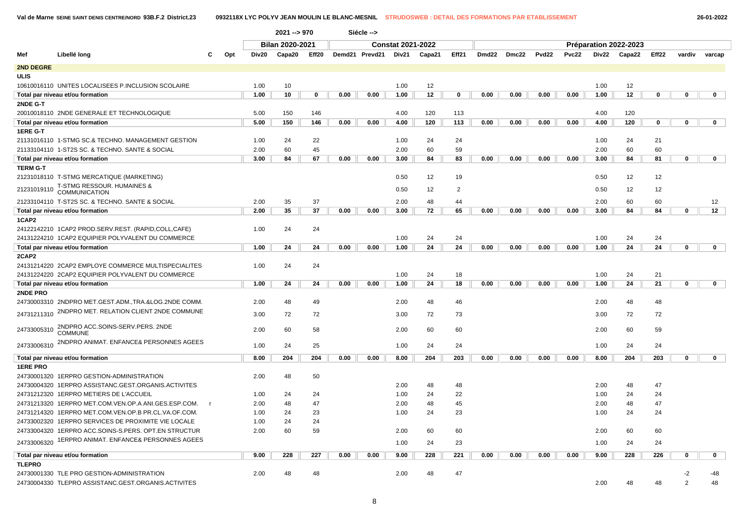Val de Marne SEINE SAINT DENIS CENTRE/NORD 93B.F.2 District.23 — 0932118X LYC POLYV JEAN MOULIN LE BLANC-MESNIL — STRUDOSWEB : DETAIL DES FORMATIONS PAR ETABLISSEMENT — 26-01-2022

| | | | | 2021 --> 970 | | | Siécle --> | | | | | | | | | | | | | |
|---|---|---|---|---|---|---|---|---|---|---|---|---|---|---|---|---|---|---|---|---|
| | | | | Bilan 2020-2021 | | | Constat 2021-2022 | | | | | Préparation 2022-2023 | | | | | | | | |
| Mef | Libellé long | C | Opt | Div20 | Capa20 | Eff20 | Demd21 | Prevd21 | Div21 | Capa21 | Eff21 | Dmd22 | Dmc22 | Pvd22 | Pvc22 | Div22 | Capa22 | Eff22 | vardiv | varcap |
| **2ND DEGRE** | | | | | | | | | | | | | | | | | | | | |
| **ULIS** | | | | | | | | | | | | | | | | | | | | |
| 10610016110 | UNITES LOCALISEES P.INCLUSION SCOLAIRE | | | 1.00 | 10 | | | | 1.00 | 12 | | | | | | 1.00 | 12 | | | |
| Total par niveau et/ou formation | | | | 1.00 | 10 | 0 | 0.00 | 0.00 | 1.00 | 12 | 0 | 0.00 | 0.00 | 0.00 | 0.00 | 1.00 | 12 | 0 | 0 | 0 |
| **2NDE G-T** | | | | | | | | | | | | | | | | | | | | |
| 20010018110 | 2NDE GENERALE ET TECHNOLOGIQUE | | | 5.00 | 150 | 146 | | | 4.00 | 120 | 113 | | | | | 4.00 | 120 | | | |
| Total par niveau et/ou formation | | | | 5.00 | 150 | 146 | 0.00 | 0.00 | 4.00 | 120 | 113 | 0.00 | 0.00 | 0.00 | 0.00 | 4.00 | 120 | 0 | 0 | 0 |
| **1ERE G-T** | | | | | | | | | | | | | | | | | | | | |
| 21131016110 | 1-STMG SC.& TECHNO. MANAGEMENT GESTION | | | 1.00 | 24 | 22 | | | 1.00 | 24 | 24 | | | | | 1.00 | 24 | 21 | | |
| 21133104110 | 1-ST2S SC. & TECHNO. SANTE & SOCIAL | | | 2.00 | 60 | 45 | | | 2.00 | 60 | 59 | | | | | 2.00 | 60 | 60 | | |
| Total par niveau et/ou formation | | | | 3.00 | 84 | 67 | 0.00 | 0.00 | 3.00 | 84 | 83 | 0.00 | 0.00 | 0.00 | 0.00 | 3.00 | 84 | 81 | 0 | 0 |
| **TERM G-T** | | | | | | | | | | | | | | | | | | | | |
| 21231018110 | T-STMG MERCATIQUE (MARKETING) | | | | | | | | 0.50 | 12 | 19 | | | | | 0.50 | 12 | 12 | | |
| 21231019110 | T-STMG RESSOUR. HUMAINES & COMMUNICATION | | | | | | | | 0.50 | 12 | 2 | | | | | 0.50 | 12 | 12 | | |
| 21233104110 | T-ST2S SC. & TECHNO. SANTE & SOCIAL | | | 2.00 | 35 | 37 | | | 2.00 | 48 | 44 | | | | | 2.00 | 60 | 60 | | 12 |
| Total par niveau et/ou formation | | | | 2.00 | 35 | 37 | 0.00 | 0.00 | 3.00 | 72 | 65 | 0.00 | 0.00 | 0.00 | 0.00 | 3.00 | 84 | 84 | 0 | 12 |
| **1CAP2** | | | | | | | | | | | | | | | | | | | | |
| 24122142210 | 1CAP2 PROD.SERV.REST. (RAPID,COLL,CAFE) | | | 1.00 | 24 | 24 | | | | | | | | | | | | | | |
| 24131224210 | 1CAP2 EQUIPIER POLYVALENT DU COMMERCE | | | | | | | | 1.00 | 24 | 24 | | | | | 1.00 | 24 | 24 | | |
| Total par niveau et/ou formation | | | | 1.00 | 24 | 24 | 0.00 | 0.00 | 1.00 | 24 | 24 | 0.00 | 0.00 | 0.00 | 0.00 | 1.00 | 24 | 24 | 0 | 0 |
| **2CAP2** | | | | | | | | | | | | | | | | | | | | |
| 24131214220 | 2CAP2 EMPLOYE COMMERCE MULTISPECIALITES | | | 1.00 | 24 | 24 | | | | | | | | | | | | | | |
| 24131224220 | 2CAP2 EQUIPIER POLYVALENT DU COMMERCE | | | | | | | | 1.00 | 24 | 18 | | | | | 1.00 | 24 | 21 | | |
| Total par niveau et/ou formation | | | | 1.00 | 24 | 24 | 0.00 | 0.00 | 1.00 | 24 | 18 | 0.00 | 0.00 | 0.00 | 0.00 | 1.00 | 24 | 21 | 0 | 0 |
| **2NDE PRO** | | | | | | | | | | | | | | | | | | | | |
| 24730003310 | 2NDPRO MET.GEST.ADM.,TRA.&LOG.2NDE COMM. | | | 2.00 | 48 | 49 | | | 2.00 | 48 | 46 | | | | | 2.00 | 48 | 48 | | |
| 24731211310 | 2NDPRO MET. RELATION CLIENT 2NDE COMMUNE | | | 3.00 | 72 | 72 | | | 3.00 | 72 | 73 | | | | | 3.00 | 72 | 72 | | |
| 24733005310 | 2NDPRO ACC.SOINS-SERV.PERS. 2NDE COMMUNE | | | 2.00 | 60 | 58 | | | 2.00 | 60 | 60 | | | | | 2.00 | 60 | 59 | | |
| 24733006310 | 2NDPRO ANIMAT. ENFANCE& PERSONNES AGEES | | | 1.00 | 24 | 25 | | | 1.00 | 24 | 24 | | | | | 1.00 | 24 | 24 | | |
| Total par niveau et/ou formation | | | | 8.00 | 204 | 204 | 0.00 | 0.00 | 8.00 | 204 | 203 | 0.00 | 0.00 | 0.00 | 0.00 | 8.00 | 204 | 203 | 0 | 0 |
| **1ERE PRO** | | | | | | | | | | | | | | | | | | | | |
| 24730001320 | 1ERPRO GESTION-ADMINISTRATION | | | 2.00 | 48 | 50 | | | | | | | | | | | | | | |
| 24730004320 | 1ERPRO ASSISTANC.GEST.ORGANIS.ACTIVITES | | | | | | | | 2.00 | 48 | 48 | | | | | 2.00 | 48 | 47 | | |
| 24731212320 | 1ERPRO METIERS DE L'ACCUEIL | | | 1.00 | 24 | 24 | | | 1.00 | 24 | 22 | | | | | 1.00 | 24 | 24 | | |
| 24731213320 | 1ERPRO MET.COM.VEN.OP.A ANI.GES.ESP.COM. | r | | 2.00 | 48 | 47 | | | 2.00 | 48 | 45 | | | | | 2.00 | 48 | 47 | | |
| 24731214320 | 1ERPRO MET.COM.VEN.OP.B PR.CL.VA.OF.COM. | | | 1.00 | 24 | 23 | | | 1.00 | 24 | 23 | | | | | 1.00 | 24 | 24 | | |
| 24733002320 | 1ERPRO SERVICES DE PROXIMITE VIE LOCALE | | | 1.00 | 24 | 24 | | | | | | | | | | | | | | |
| 24733004320 | 1ERPRO ACC.SOINS-S.PERS. OPT.EN STRUCTUR | | | 2.00 | 60 | 59 | | | 2.00 | 60 | 60 | | | | | 2.00 | 60 | 60 | | |
| 24733006320 | 1ERPRO ANIMAT. ENFANCE& PERSONNES AGEES | | | | | | | | 1.00 | 24 | 23 | | | | | 1.00 | 24 | 24 | | |
| Total par niveau et/ou formation | | | | 9.00 | 228 | 227 | 0.00 | 0.00 | 9.00 | 228 | 221 | 0.00 | 0.00 | 0.00 | 0.00 | 9.00 | 228 | 226 | 0 | 0 |
| **TLEPRO** | | | | | | | | | | | | | | | | | | | | |
| 24730001330 | TLE PRO GESTION-ADMINISTRATION | | | 2.00 | 48 | 48 | | | 2.00 | 48 | 47 | | | | | | | | -2 | -48 |
| 24730004330 | TLEPRO ASSISTANC.GEST.ORGANIS.ACTIVITES | | | | | | | | | | | | | | | 2.00 | 48 | 48 | 2 | 48 |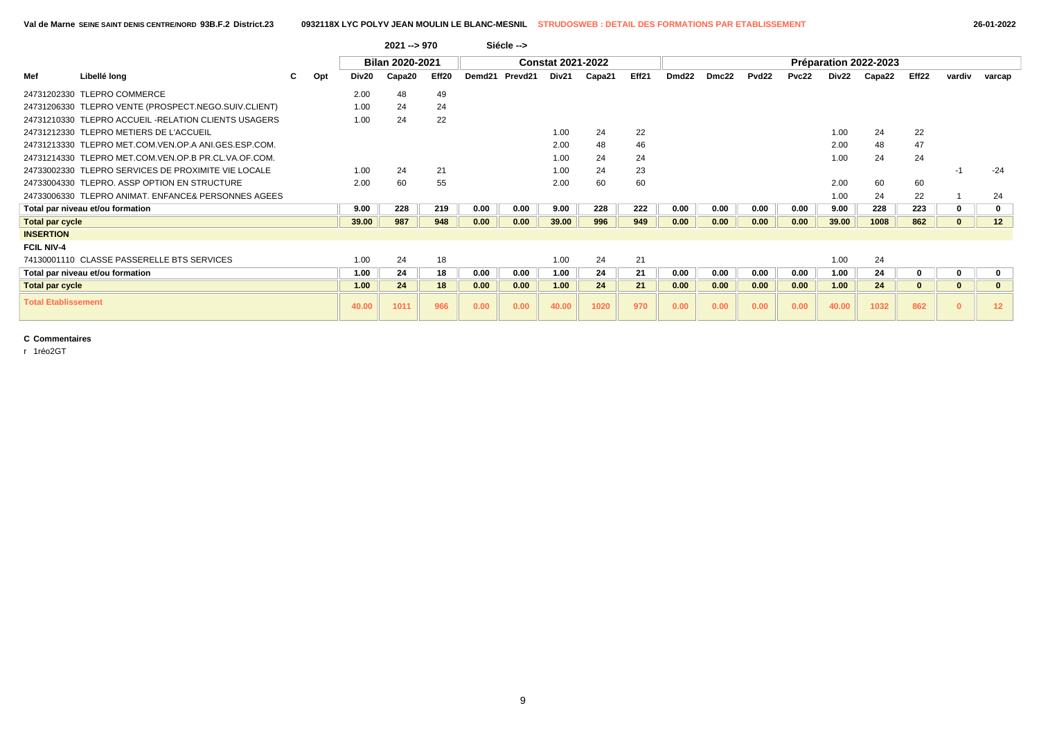Val de Marne SEINE SAINT DENIS CENTRE/NORD 93B.F.2 District.23 — 0932118X LYC POLYV JEAN MOULIN LE BLANC-MESNIL — STRUDOSWEB : DETAIL DES FORMATIONS PAR ETABLISSEMENT — 26-01-2022

| | | | | 2021 --> 970 | | | Siécle --> | | | | | | | | | | | | | |
|---|---|---|---|---|---|---|---|---|---|---|---|---|---|---|---|---|---|---|---|---|
| | | | | Bilan 2020-2021 | | | Constat 2021-2022 | | | | | Préparation 2022-2023 | | | | | | | | |
| Mef | Libellé long | C | Opt | Div20 | Capa20 | Eff20 | Demd21 | Prevd21 | Div21 | Capa21 | Eff21 | Dmd22 | Dmc22 | Pvd22 | Pvc22 | Div22 | Capa22 | Eff22 | vardiv | varcap |
| 24731202330 | TLEPRO COMMERCE | | | 2.00 | 48 | 49 | | | | | | | | | | | | | | |
| 24731206330 | TLEPRO VENTE (PROSPECT.NEGO.SUIV.CLIENT) | | | 1.00 | 24 | 24 | | | | | | | | | | | | | | |
| 24731210330 | TLEPRO ACCUEIL -RELATION CLIENTS USAGERS | | | 1.00 | 24 | 22 | | | | | | | | | | | | | | |
| 24731212330 | TLEPRO METIERS DE L'ACCUEIL | | | | | | | | 1.00 | 24 | 22 | | | | | 1.00 | 24 | 22 | | |
| 24731213330 | TLEPRO MET.COM.VEN.OP.A ANI.GES.ESP.COM. | | | | | | | | 2.00 | 48 | 46 | | | | | 2.00 | 48 | 47 | | |
| 24731214330 | TLEPRO MET.COM.VEN.OP.B PR.CL.VA.OF.COM. | | | | | | | | 1.00 | 24 | 24 | | | | | 1.00 | 24 | 24 | | |
| 24733002330 | TLEPRO SERVICES DE PROXIMITE VIE LOCALE | | | 1.00 | 24 | 21 | | | 1.00 | 24 | 23 | | | | | | | | -1 | -24 |
| 24733004330 | TLEPRO. ASSP OPTION EN STRUCTURE | | | 2.00 | 60 | 55 | | | 2.00 | 60 | 60 | | | | | 2.00 | 60 | 60 | | |
| 24733006330 | TLEPRO ANIMAT. ENFANCE& PERSONNES AGEES | | | | | | | | | | | | | | | 1.00 | 24 | 22 | 1 | 24 |
| **Total par niveau et/ou formation** | | | | **9.00** | **228** | **219** | **0.00** | **0.00** | **9.00** | **228** | **222** | **0.00** | **0.00** | **0.00** | **0.00** | **9.00** | **228** | **223** | **0** | **0** |
| **Total par cycle** | | | | **39.00** | **987** | **948** | **0.00** | **0.00** | **39.00** | **996** | **949** | **0.00** | **0.00** | **0.00** | **0.00** | **39.00** | **1008** | **862** | **0** | **12** |
| **INSERTION** | | | | | | | | | | | | | | | | | | | | |
| **FCIL NIV-4** | | | | | | | | | | | | | | | | | | | | |
| 74130001110 | CLASSE PASSERELLE BTS SERVICES | | | 1.00 | 24 | 18 | | | 1.00 | 24 | 21 | | | | | 1.00 | 24 | | | |
| **Total par niveau et/ou formation** | | | | **1.00** | **24** | **18** | **0.00** | **0.00** | **1.00** | **24** | **21** | **0.00** | **0.00** | **0.00** | **0.00** | **1.00** | **24** | **0** | **0** | **0** |
| **Total par cycle** | | | | **1.00** | **24** | **18** | **0.00** | **0.00** | **1.00** | **24** | **21** | **0.00** | **0.00** | **0.00** | **0.00** | **1.00** | **24** | **0** | **0** | **0** |
| **Total Etablissement** | | | | **40.00** | **1011** | **966** | **0.00** | **0.00** | **40.00** | **1020** | **970** | **0.00** | **0.00** | **0.00** | **0.00** | **40.00** | **1032** | **862** | **0** | **12** |

**C Commentaires**

r 1réo2GT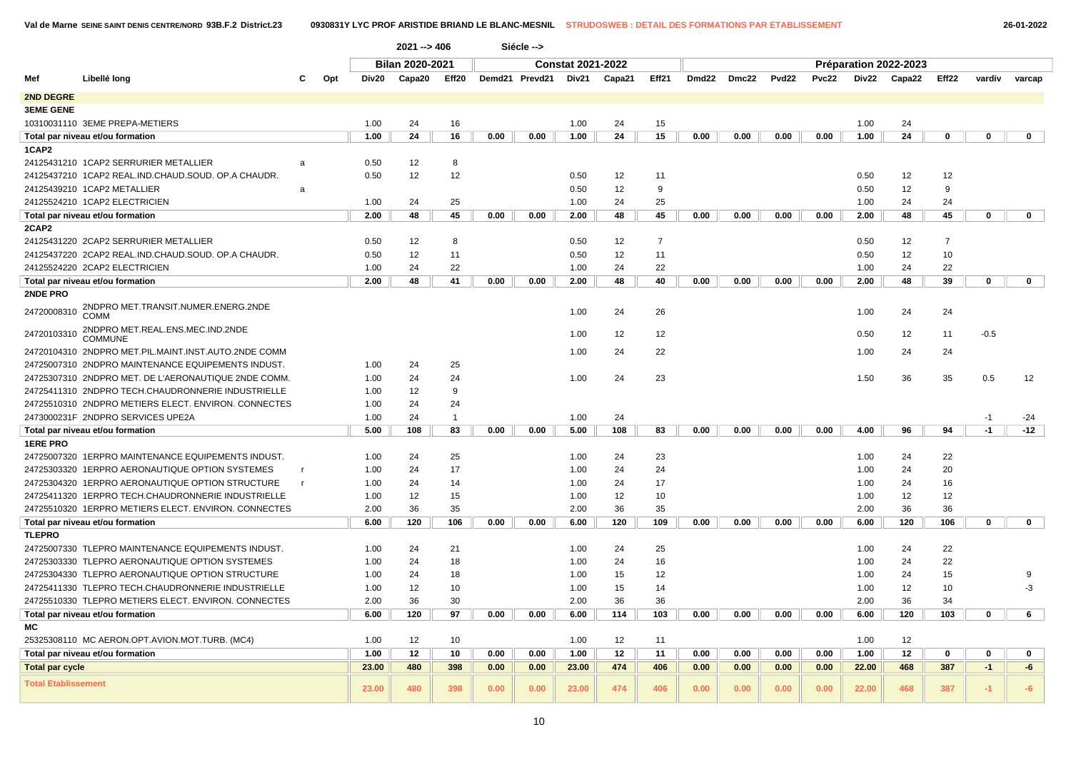Val de Marne SEINE SAINT DENIS CENTRE/NORD 93B.F.2 District.23 — 0930831Y LYC PROF ARISTIDE BRIAND LE BLANC-MESNIL — STRUDOSWEB : DETAIL DES FORMATIONS PAR ETABLISSEMENT — 26-01-2022

2021 --> 406 — Siécle -->

| Mef | Libellé long | C | Opt | Bilan 2020-2021 | | | Constat 2021-2022 | | | | | Préparation 2022-2023 | | | | | | | | |
|---|---|---|---|---|---|---|---|---|---|---|---|---|---|---|---|---|---|---|---|---|
| | | | | Div20 | Capa20 | Eff20 | Demd21 | Prevd21 | Div21 | Capa21 | Eff21 | Dmd22 | Dmc22 | Pvd22 | Pvc22 | Div22 | Capa22 | Eff22 | vardiv | varcap |
| **2ND DEGRE** | | | | | | | | | | | | | | | | | | | | |
| **3EME GENE** | | | | | | | | | | | | | | | | | | | | |
| 10310031110 | 3EME PREPA-METIERS | | | 1.00 | 24 | 16 | | | 1.00 | 24 | 15 | | | | | 1.00 | 24 | | | |
| **Total par niveau et/ou formation** | | | | 1.00 | 24 | 16 | 0.00 | 0.00 | 1.00 | 24 | 15 | 0.00 | 0.00 | 0.00 | 0.00 | 1.00 | 24 | 0 | 0 | 0 |
| **1CAP2** | | | | | | | | | | | | | | | | | | | | |
| 24125431210 | 1CAP2 SERRURIER METALLIER | a | | 0.50 | 12 | 8 | | | | | | | | | | | | | | |
| 24125437210 | 1CAP2 REAL.IND.CHAUD.SOUD. OP.A CHAUDR. | | | 0.50 | 12 | 12 | | | 0.50 | 12 | 11 | | | | | 0.50 | 12 | 12 | | |
| 24125439210 | 1CAP2 METALLIER | a | | | | | | | 0.50 | 12 | 9 | | | | | 0.50 | 12 | 9 | | |
| 24125524210 | 1CAP2 ELECTRICIEN | | | 1.00 | 24 | 25 | | | 1.00 | 24 | 25 | | | | | 1.00 | 24 | 24 | | |
| **Total par niveau et/ou formation** | | | | 2.00 | 48 | 45 | 0.00 | 0.00 | 2.00 | 48 | 45 | 0.00 | 0.00 | 0.00 | 0.00 | 2.00 | 48 | 45 | 0 | 0 |
| **2CAP2** | | | | | | | | | | | | | | | | | | | | |
| 24125431220 | 2CAP2 SERRURIER METALLIER | | | 0.50 | 12 | 8 | | | 0.50 | 12 | 7 | | | | | 0.50 | 12 | 7 | | |
| 24125437220 | 2CAP2 REAL.IND.CHAUD.SOUD. OP.A CHAUDR. | | | 0.50 | 12 | 11 | | | 0.50 | 12 | 11 | | | | | 0.50 | 12 | 10 | | |
| 24125524220 | 2CAP2 ELECTRICIEN | | | 1.00 | 24 | 22 | | | 1.00 | 24 | 22 | | | | | 1.00 | 24 | 22 | | |
| **Total par niveau et/ou formation** | | | | 2.00 | 48 | 41 | 0.00 | 0.00 | 2.00 | 48 | 40 | 0.00 | 0.00 | 0.00 | 0.00 | 2.00 | 48 | 39 | 0 | 0 |
| **2NDE PRO** | | | | | | | | | | | | | | | | | | | | |
| 24720008310 | 2NDPRO MET.TRANSIT.NUMER.ENERG.2NDE COMM | | | | | | | | 1.00 | 24 | 26 | | | | | 1.00 | 24 | 24 | | |
| 24720103310 | 2NDPRO MET.REAL.ENS.MEC.IND.2NDE COMMUNE | | | | | | | | 1.00 | 12 | 12 | | | | | 0.50 | 12 | 11 | -0.5 | |
| 24720104310 | 2NDPRO MET.PIL.MAINT.INST.AUTO.2NDE COMM | | | | | | | | 1.00 | 24 | 22 | | | | | 1.00 | 24 | 24 | | |
| 24725007310 | 2NDPRO MAINTENANCE EQUIPEMENTS INDUST. | | | 1.00 | 24 | 25 | | | | | | | | | | | | | | |
| 24725307310 | 2NDPRO MET. DE L'AERONAUTIQUE 2NDE COMM. | | | 1.00 | 24 | 24 | | | 1.00 | 24 | 23 | | | | | 1.50 | 36 | 35 | 0.5 | 12 |
| 24725411310 | 2NDPRO TECH.CHAUDRONNERIE INDUSTRIELLE | | | 1.00 | 12 | 9 | | | | | | | | | | | | | | |
| 24725510310 | 2NDPRO METIERS ELECT. ENVIRON. CONNECTES | | | 1.00 | 24 | 24 | | | | | | | | | | | | | | |
| 2473000231F | 2NDPRO SERVICES UPE2A | | | 1.00 | 24 | 1 | | | 1.00 | 24 | | | | | | | | | -1 | -24 |
| **Total par niveau et/ou formation** | | | | 5.00 | 108 | 83 | 0.00 | 0.00 | 5.00 | 108 | 83 | 0.00 | 0.00 | 0.00 | 0.00 | 4.00 | 96 | 94 | -1 | -12 |
| **1ERE PRO** | | | | | | | | | | | | | | | | | | | | |
| 24725007320 | 1ERPRO MAINTENANCE EQUIPEMENTS INDUST. | | | 1.00 | 24 | 25 | | | 1.00 | 24 | 23 | | | | | 1.00 | 24 | 22 | | |
| 24725303320 | 1ERPRO AERONAUTIQUE OPTION SYSTEMES | r | | 1.00 | 24 | 17 | | | 1.00 | 24 | 24 | | | | | 1.00 | 24 | 20 | | |
| 24725304320 | 1ERPRO AERONAUTIQUE OPTION STRUCTURE | r | | 1.00 | 24 | 14 | | | 1.00 | 24 | 17 | | | | | 1.00 | 24 | 16 | | |
| 24725411320 | 1ERPRO TECH.CHAUDRONNERIE INDUSTRIELLE | | | 1.00 | 12 | 15 | | | 1.00 | 12 | 10 | | | | | 1.00 | 12 | 12 | | |
| 24725510320 | 1ERPRO METIERS ELECT. ENVIRON. CONNECTES | | | 2.00 | 36 | 35 | | | 2.00 | 36 | 35 | | | | | 2.00 | 36 | 36 | | |
| **Total par niveau et/ou formation** | | | | 6.00 | 120 | 106 | 0.00 | 0.00 | 6.00 | 120 | 109 | 0.00 | 0.00 | 0.00 | 0.00 | 6.00 | 120 | 106 | 0 | 0 |
| **TLEPRO** | | | | | | | | | | | | | | | | | | | | |
| 24725007330 | TLEPRO MAINTENANCE EQUIPEMENTS INDUST. | | | 1.00 | 24 | 21 | | | 1.00 | 24 | 25 | | | | | 1.00 | 24 | 22 | | |
| 24725303330 | TLEPRO AERONAUTIQUE OPTION SYSTEMES | | | 1.00 | 24 | 18 | | | 1.00 | 24 | 16 | | | | | 1.00 | 24 | 22 | | |
| 24725304330 | TLEPRO AERONAUTIQUE OPTION STRUCTURE | | | 1.00 | 24 | 18 | | | 1.00 | 15 | 12 | | | | | 1.00 | 24 | 15 | | 9 |
| 24725411330 | TLEPRO TECH.CHAUDRONNERIE INDUSTRIELLE | | | 1.00 | 12 | 10 | | | 1.00 | 15 | 14 | | | | | 1.00 | 12 | 10 | | -3 |
| 24725510330 | TLEPRO METIERS ELECT. ENVIRON. CONNECTES | | | 2.00 | 36 | 30 | | | 2.00 | 36 | 36 | | | | | 2.00 | 36 | 34 | | |
| **Total par niveau et/ou formation** | | | | 6.00 | 120 | 97 | 0.00 | 0.00 | 6.00 | 114 | 103 | 0.00 | 0.00 | 0.00 | 0.00 | 6.00 | 120 | 103 | 0 | 6 |
| **MC** | | | | | | | | | | | | | | | | | | | | |
| 25325308110 | MC AERON.OPT.AVION.MOT.TURB. (MC4) | | | 1.00 | 12 | 10 | | | 1.00 | 12 | 11 | | | | | 1.00 | 12 | | | |
| **Total par niveau et/ou formation** | | | | 1.00 | 12 | 10 | 0.00 | 0.00 | 1.00 | 12 | 11 | 0.00 | 0.00 | 0.00 | 0.00 | 1.00 | 12 | 0 | 0 | 0 |
| **Total par cycle** | | | | 23.00 | 480 | 398 | 0.00 | 0.00 | 23.00 | 474 | 406 | 0.00 | 0.00 | 0.00 | 0.00 | 22.00 | 468 | 387 | -1 | -6 |
| **Total Etablissement** | | | | 23.00 | 480 | 398 | 0.00 | 0.00 | 23.00 | 474 | 406 | 0.00 | 0.00 | 0.00 | 0.00 | 22.00 | 468 | 387 | -1 | -6 |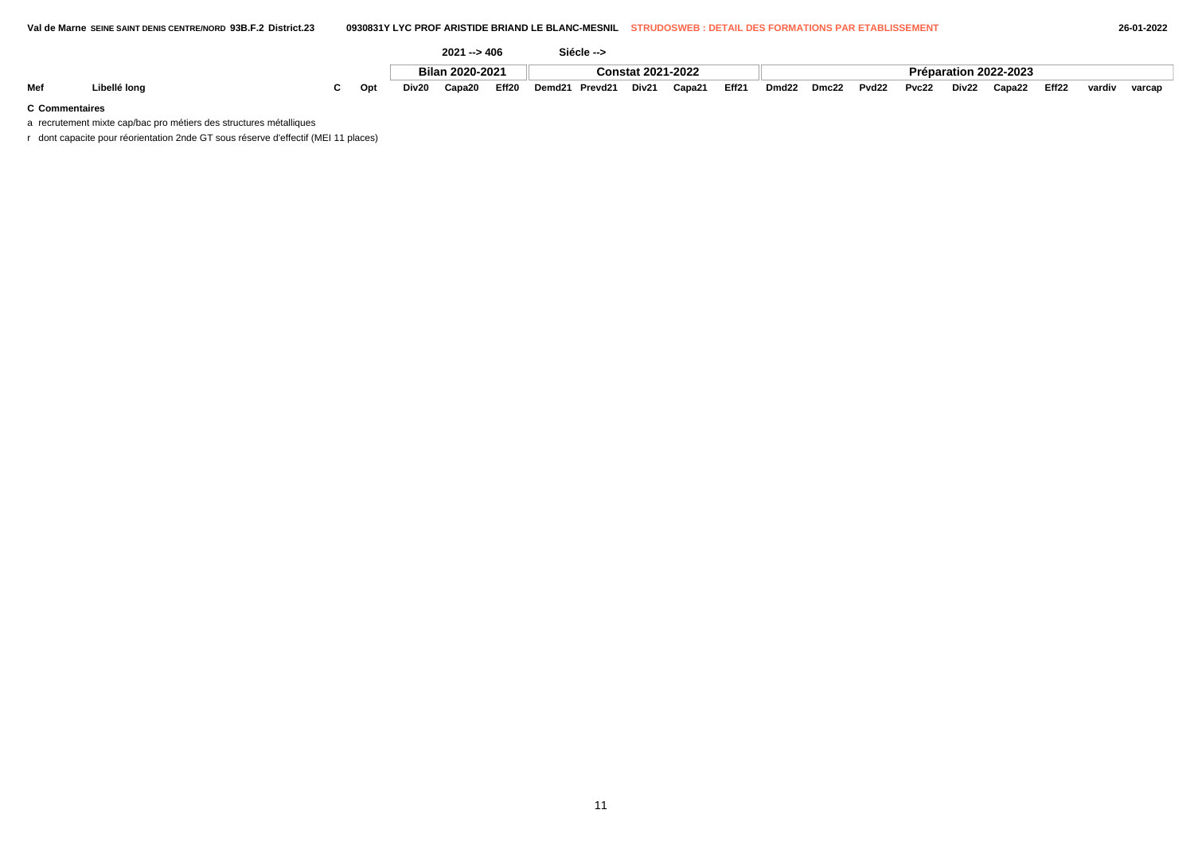| | | | | 2021 --> 406 | | | Siécle --> | | | | | | | | | | | | | | |
|---|---|---|---|---|---|---|---|---|---|---|---|---|---|---|---|---|---|---|---|---|---|
| | | | | Bilan 2020-2021 | | | Constat 2021-2022 | | | | | | Préparation 2022-2023 | | | | | | | | |
| Mef | Libellé long | C | Opt | Div20 | Capa20 | Eff20 | Demd21 | Prevd21 | Div21 | Capa21 | Eff21 | Dmd22 | Dmc22 | Pvd22 | Pvc22 | Div22 | Capa22 | Eff22 | vardiv | varcap |

**C Commentaires**

a recrutement mixte cap/bac pro métiers des structures métalliques

r dont capacite pour réorientation 2nde GT sous réserve d'effectif (MEI 11 places)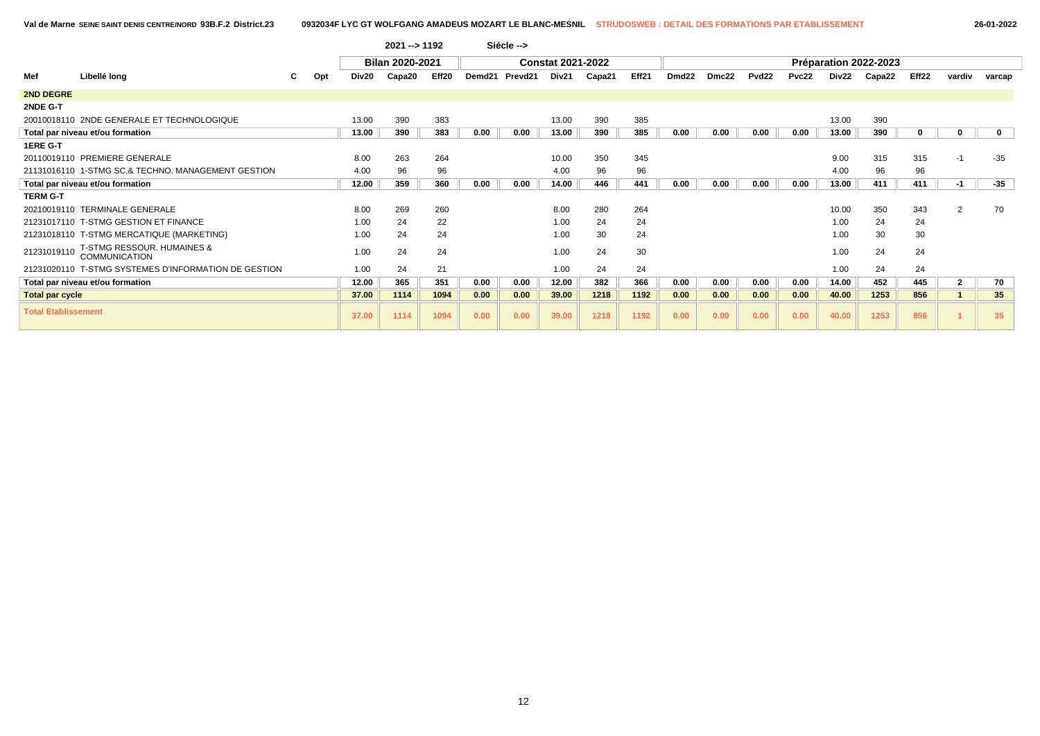Val de Marne SEINE SAINT DENIS CENTRE/NORD 93B.F.2 District.23 — 0932034F LYC GT WOLFGANG AMADEUS MOZART LE BLANC-MESNIL — STRUDOSWEB : DETAIL DES FORMATIONS PAR ETABLISSEMENT — 26-01-2022

2021 --> 1192 — Siécle -->

| Mef | Libellé long | C | Opt | Bilan 2020-2021 | | | Constat 2021-2022 | | | | | Préparation 2022-2023 | | | | | | | | |
|---|---|---|---|---|---|---|---|---|---|---|---|---|---|---|---|---|---|---|---|---|
| | | | | Div20 | Capa20 | Eff20 | Demd21 | Prevd21 | Div21 | Capa21 | Eff21 | Dmd22 | Dmc22 | Pvd22 | Pvc22 | Div22 | Capa22 | Eff22 | vardiv | varcap |
| **2ND DEGRE** | | | | | | | | | | | | | | | | | | | | |
| **2NDE G-T** | | | | | | | | | | | | | | | | | | | | |
| 20010018110 | 2NDE GENERALE ET TECHNOLOGIQUE | | | 13.00 | 390 | 383 | | | 13.00 | 390 | 385 | | | | | 13.00 | 390 | | | |
| **Total par niveau et/ou formation** | | | | **13.00** | **390** | **383** | **0.00** | **0.00** | **13.00** | **390** | **385** | **0.00** | **0.00** | **0.00** | **0.00** | **13.00** | **390** | **0** | **0** | **0** |
| **1ERE G-T** | | | | | | | | | | | | | | | | | | | | |
| 20110019110 | PREMIERE GENERALE | | | 8.00 | 263 | 264 | | | 10.00 | 350 | 345 | | | | | 9.00 | 315 | 315 | -1 | -35 |
| 21131016110 | 1-STMG SC.& TECHNO. MANAGEMENT GESTION | | | 4.00 | 96 | 96 | | | 4.00 | 96 | 96 | | | | | 4.00 | 96 | 96 | | |
| **Total par niveau et/ou formation** | | | | **12.00** | **359** | **360** | **0.00** | **0.00** | **14.00** | **446** | **441** | **0.00** | **0.00** | **0.00** | **0.00** | **13.00** | **411** | **411** | **-1** | **-35** |
| **TERM G-T** | | | | | | | | | | | | | | | | | | | | |
| 20210019110 | TERMINALE GENERALE | | | 8.00 | 269 | 260 | | | 8.00 | 280 | 264 | | | | | 10.00 | 350 | 343 | 2 | 70 |
| 21231017110 | T-STMG GESTION ET FINANCE | | | 1.00 | 24 | 22 | | | 1.00 | 24 | 24 | | | | | 1.00 | 24 | 24 | | |
| 21231018110 | T-STMG MERCATIQUE (MARKETING) | | | 1.00 | 24 | 24 | | | 1.00 | 30 | 24 | | | | | 1.00 | 30 | 30 | | |
| 21231019110 | T-STMG RESSOUR. HUMAINES & COMMUNICATION | | | 1.00 | 24 | 24 | | | 1.00 | 24 | 30 | | | | | 1.00 | 24 | 24 | | |
| 21231020110 | T-STMG SYSTEMES D'INFORMATION DE GESTION | | | 1.00 | 24 | 21 | | | 1.00 | 24 | 24 | | | | | 1.00 | 24 | 24 | | |
| **Total par niveau et/ou formation** | | | | **12.00** | **365** | **351** | **0.00** | **0.00** | **12.00** | **382** | **366** | **0.00** | **0.00** | **0.00** | **0.00** | **14.00** | **452** | **445** | **2** | **70** |
| **Total par cycle** | | | | **37.00** | **1114** | **1094** | **0.00** | **0.00** | **39.00** | **1218** | **1192** | **0.00** | **0.00** | **0.00** | **0.00** | **40.00** | **1253** | **856** | **1** | **35** |
| **Total Etablissement** | | | | **37.00** | **1114** | **1094** | **0.00** | **0.00** | **39.00** | **1218** | **1192** | **0.00** | **0.00** | **0.00** | **0.00** | **40.00** | **1253** | **856** | **1** | **35** |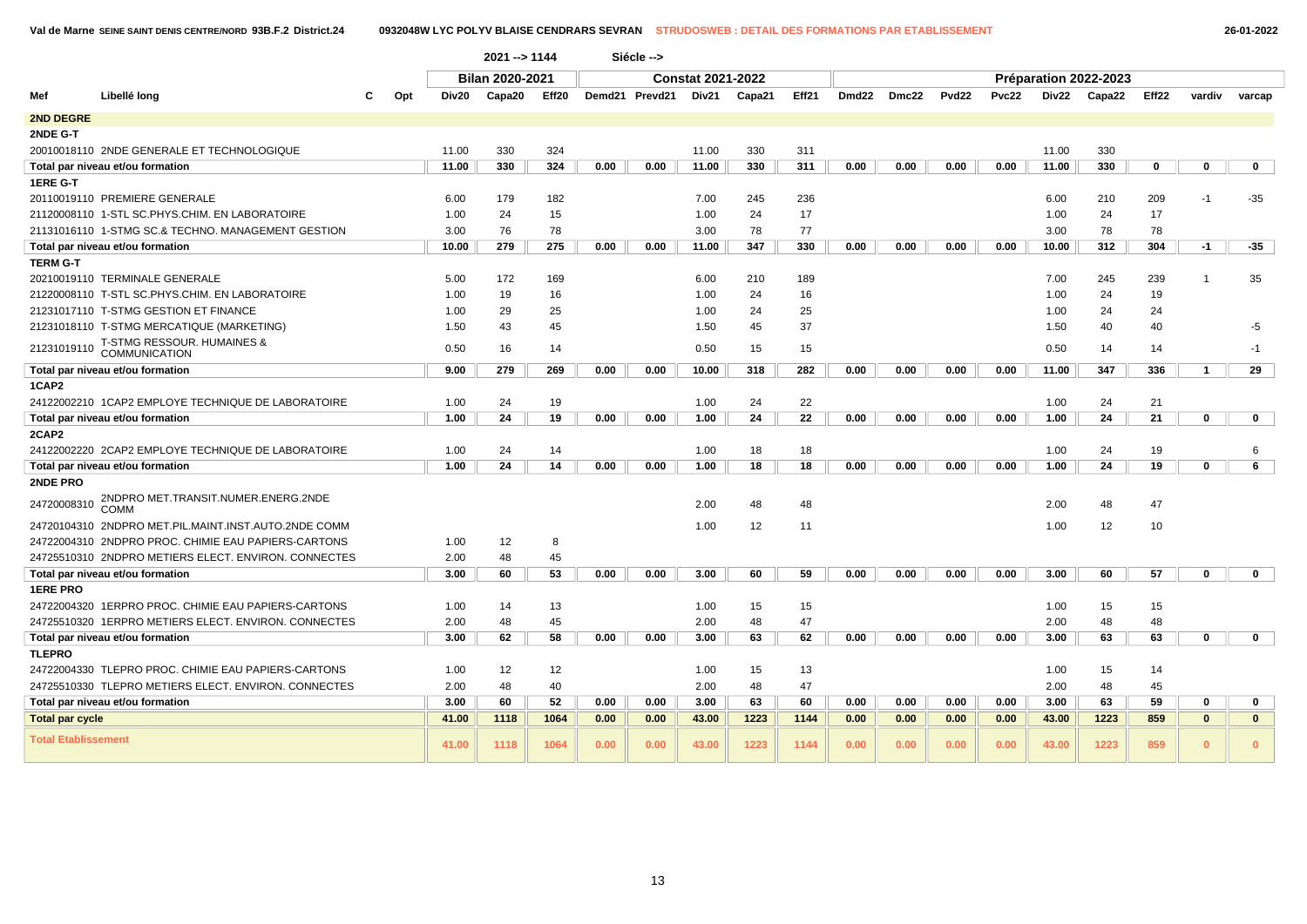Val de Marne SEINE SAINT DENIS CENTRE/NORD 93B.F.2 District.24 — 0932048W LYC POLYV BLAISE CENDRARS SEVRAN — STRUDOSWEB : DETAIL DES FORMATIONS PAR ETABLISSEMENT — 26-01-2022

2021 --> 1144 — Siécle -->

| Mef | Libellé long | C | Opt | Bilan 2020-2021 | | | Constat 2021-2022 | | | | | Préparation 2022-2023 | | | | | | | | |
|---|---|---|---|---|---|---|---|---|---|---|---|---|---|---|---|---|---|---|---|---|
| | | | | Div20 | Capa20 | Eff20 | Demd21 | Prevd21 | Div21 | Capa21 | Eff21 | Dmd22 | Dmc22 | Pvd22 | Pvc22 | Div22 | Capa22 | Eff22 | vardiv | varcap |
| **2ND DEGRE** | | | | | | | | | | | | | | | | | | | | |
| **2NDE G-T** | | | | | | | | | | | | | | | | | | | | |
| 20010018110 | 2NDE GENERALE ET TECHNOLOGIQUE | | | 11.00 | 330 | 324 | | | 11.00 | 330 | 311 | | | | | 11.00 | 330 | | | |
| **Total par niveau et/ou formation** | | | | 11.00 | 330 | 324 | 0.00 | 0.00 | 11.00 | 330 | 311 | 0.00 | 0.00 | 0.00 | 0.00 | 11.00 | 330 | 0 | 0 | 0 |
| **1ERE G-T** | | | | | | | | | | | | | | | | | | | | |
| 20110019110 | PREMIERE GENERALE | | | 6.00 | 179 | 182 | | | 7.00 | 245 | 236 | | | | | 6.00 | 210 | 209 | -1 | -35 |
| 21120008110 | 1-STL SC.PHYS.CHIM. EN LABORATOIRE | | | 1.00 | 24 | 15 | | | 1.00 | 24 | 17 | | | | | 1.00 | 24 | 17 | | |
| 21131016110 | 1-STMG SC.& TECHNO. MANAGEMENT GESTION | | | 3.00 | 76 | 78 | | | 3.00 | 78 | 77 | | | | | 3.00 | 78 | 78 | | |
| **Total par niveau et/ou formation** | | | | 10.00 | 279 | 275 | 0.00 | 0.00 | 11.00 | 347 | 330 | 0.00 | 0.00 | 0.00 | 0.00 | 10.00 | 312 | 304 | -1 | -35 |
| **TERM G-T** | | | | | | | | | | | | | | | | | | | | |
| 20210019110 | TERMINALE GENERALE | | | 5.00 | 172 | 169 | | | 6.00 | 210 | 189 | | | | | 7.00 | 245 | 239 | 1 | 35 |
| 21220008110 | T-STL SC.PHYS.CHIM. EN LABORATOIRE | | | 1.00 | 19 | 16 | | | 1.00 | 24 | 16 | | | | | 1.00 | 24 | 19 | | |
| 21231017110 | T-STMG GESTION ET FINANCE | | | 1.00 | 29 | 25 | | | 1.00 | 24 | 25 | | | | | 1.00 | 24 | 24 | | |
| 21231018110 | T-STMG MERCATIQUE (MARKETING) | | | 1.50 | 43 | 45 | | | 1.50 | 45 | 37 | | | | | 1.50 | 40 | 40 | | -5 |
| 21231019110 | T-STMG RESSOUR. HUMAINES & COMMUNICATION | | | 0.50 | 16 | 14 | | | 0.50 | 15 | 15 | | | | | 0.50 | 14 | 14 | | -1 |
| **Total par niveau et/ou formation** | | | | 9.00 | 279 | 269 | 0.00 | 0.00 | 10.00 | 318 | 282 | 0.00 | 0.00 | 0.00 | 0.00 | 11.00 | 347 | 336 | 1 | 29 |
| **1CAP2** | | | | | | | | | | | | | | | | | | | | |
| 24122002210 | 1CAP2 EMPLOYE TECHNIQUE DE LABORATOIRE | | | 1.00 | 24 | 19 | | | 1.00 | 24 | 22 | | | | | 1.00 | 24 | 21 | | |
| **Total par niveau et/ou formation** | | | | 1.00 | 24 | 19 | 0.00 | 0.00 | 1.00 | 24 | 22 | 0.00 | 0.00 | 0.00 | 0.00 | 1.00 | 24 | 21 | 0 | 0 |
| **2CAP2** | | | | | | | | | | | | | | | | | | | | |
| 24122002220 | 2CAP2 EMPLOYE TECHNIQUE DE LABORATOIRE | | | 1.00 | 24 | 14 | | | 1.00 | 18 | 18 | | | | | 1.00 | 24 | 19 | | 6 |
| **Total par niveau et/ou formation** | | | | 1.00 | 24 | 14 | 0.00 | 0.00 | 1.00 | 18 | 18 | 0.00 | 0.00 | 0.00 | 0.00 | 1.00 | 24 | 19 | 0 | 6 |
| **2NDE PRO** | | | | | | | | | | | | | | | | | | | | |
| 24720008310 | 2NDPRO MET.TRANSIT.NUMER.ENERG.2NDE COMM | | | | | | | | 2.00 | 48 | 48 | | | | | 2.00 | 48 | 47 | | |
| 24720104310 | 2NDPRO MET.PIL.MAINT.INST.AUTO.2NDE COMM | | | | | | | | 1.00 | 12 | 11 | | | | | 1.00 | 12 | 10 | | |
| 24722004310 | 2NDPRO PROC. CHIMIE EAU PAPIERS-CARTONS | | | 1.00 | 12 | 8 | | | | | | | | | | | | | | |
| 24725510310 | 2NDPRO METIERS ELECT. ENVIRON. CONNECTES | | | 2.00 | 48 | 45 | | | | | | | | | | | | | | |
| **Total par niveau et/ou formation** | | | | 3.00 | 60 | 53 | 0.00 | 0.00 | 3.00 | 60 | 59 | 0.00 | 0.00 | 0.00 | 0.00 | 3.00 | 60 | 57 | 0 | 0 |
| **1ERE PRO** | | | | | | | | | | | | | | | | | | | | |
| 24722004320 | 1ERPRO PROC. CHIMIE EAU PAPIERS-CARTONS | | | 1.00 | 14 | 13 | | | 1.00 | 15 | 15 | | | | | 1.00 | 15 | 15 | | |
| 24725510320 | 1ERPRO METIERS ELECT. ENVIRON. CONNECTES | | | 2.00 | 48 | 45 | | | 2.00 | 48 | 47 | | | | | 2.00 | 48 | 48 | | |
| **Total par niveau et/ou formation** | | | | 3.00 | 62 | 58 | 0.00 | 0.00 | 3.00 | 63 | 62 | 0.00 | 0.00 | 0.00 | 0.00 | 3.00 | 63 | 63 | 0 | 0 |
| **TLEPRO** | | | | | | | | | | | | | | | | | | | | |
| 24722004330 | TLEPRO PROC. CHIMIE EAU PAPIERS-CARTONS | | | 1.00 | 12 | 12 | | | 1.00 | 15 | 13 | | | | | 1.00 | 15 | 14 | | |
| 24725510330 | TLEPRO METIERS ELECT. ENVIRON. CONNECTES | | | 2.00 | 48 | 40 | | | 2.00 | 48 | 47 | | | | | 2.00 | 48 | 45 | | |
| **Total par niveau et/ou formation** | | | | 3.00 | 60 | 52 | 0.00 | 0.00 | 3.00 | 63 | 60 | 0.00 | 0.00 | 0.00 | 0.00 | 3.00 | 63 | 59 | 0 | 0 |
| **Total par cycle** | | | | 41.00 | 1118 | 1064 | 0.00 | 0.00 | 43.00 | 1223 | 1144 | 0.00 | 0.00 | 0.00 | 0.00 | 43.00 | 1223 | 859 | 0 | 0 |
| **Total Etablissement** | | | | 41.00 | 1118 | 1064 | 0.00 | 0.00 | 43.00 | 1223 | 1144 | 0.00 | 0.00 | 0.00 | 0.00 | 43.00 | 1223 | 859 | 0 | 0 |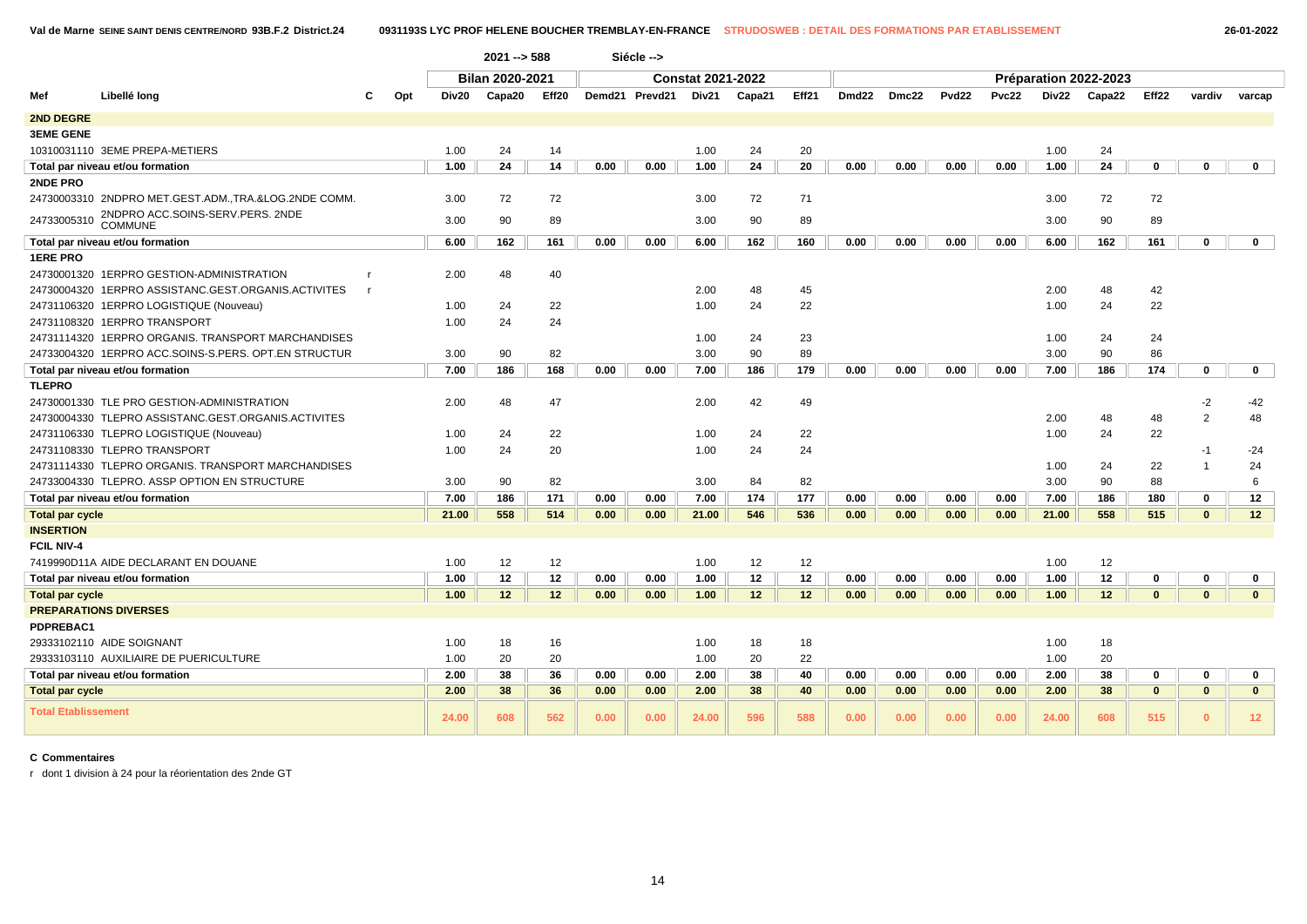Val de Marne SEINE SAINT DENIS CENTRE/NORD 93B.F.2 District.24 — 0931193S LYC PROF HELENE BOUCHER TREMBLAY-EN-FRANCE — STRUDOSWEB : DETAIL DES FORMATIONS PAR ETABLISSEMENT — 26-01-2022

2021 --> 588 Siécle -->

| Mef | Libellé long | C | Opt | Bilan 2020-2021 | | | Constat 2021-2022 | | | | | Préparation 2022-2023 | | | | | | | | |
|---|---|---|---|---|---|---|---|---|---|---|---|---|---|---|---|---|---|---|---|---|
| | | | | Div20 | Capa20 | Eff20 | Demd21 | Prevd21 | Div21 | Capa21 | Eff21 | Dmd22 | Dmc22 | Pvd22 | Pvc22 | Div22 | Capa22 | Eff22 | vardiv | varcap |
| **2ND DEGRE** | | | | | | | | | | | | | | | | | | | | |
| **3EME GENE** | | | | | | | | | | | | | | | | | | | | |
| 10310031110 | 3EME PREPA-METIERS | | | 1.00 | 24 | 14 | | | 1.00 | 24 | 20 | | | | | 1.00 | 24 | | | |
| **Total par niveau et/ou formation** | | | | **1.00** | **24** | **14** | **0.00** | **0.00** | **1.00** | **24** | **20** | **0.00** | **0.00** | **0.00** | **0.00** | **1.00** | **24** | **0** | **0** | **0** |
| **2NDE PRO** | | | | | | | | | | | | | | | | | | | | |
| 24730003310 | 2NDPRO MET.GEST.ADM.,TRA.&LOG.2NDE COMM. | | | 3.00 | 72 | 72 | | | 3.00 | 72 | 71 | | | | | 3.00 | 72 | 72 | | |
| 24733005310 | 2NDPRO ACC.SOINS-SERV.PERS. 2NDE COMMUNE | | | 3.00 | 90 | 89 | | | 3.00 | 90 | 89 | | | | | 3.00 | 90 | 89 | | |
| **Total par niveau et/ou formation** | | | | **6.00** | **162** | **161** | **0.00** | **0.00** | **6.00** | **162** | **160** | **0.00** | **0.00** | **0.00** | **0.00** | **6.00** | **162** | **161** | **0** | **0** |
| **1ERE PRO** | | | | | | | | | | | | | | | | | | | | |
| 24730001320 | 1ERPRO GESTION-ADMINISTRATION | r | | 2.00 | 48 | 40 | | | | | | | | | | | | | | |
| 24730004320 | 1ERPRO ASSISTANC.GEST.ORGANIS.ACTIVITES | r | | | | | | | 2.00 | 48 | 45 | | | | | 2.00 | 48 | 42 | | |
| 24731106320 | 1ERPRO LOGISTIQUE (Nouveau) | | | 1.00 | 24 | 22 | | | 1.00 | 24 | 22 | | | | | 1.00 | 24 | 22 | | |
| 24731108320 | 1ERPRO TRANSPORT | | | 1.00 | 24 | 24 | | | | | | | | | | | | | | |
| 24731114320 | 1ERPRO ORGANIS. TRANSPORT MARCHANDISES | | | | | | | | 1.00 | 24 | 23 | | | | | 1.00 | 24 | 24 | | |
| 24733004320 | 1ERPRO ACC.SOINS-S.PERS. OPT.EN STRUCTUR | | | 3.00 | 90 | 82 | | | 3.00 | 90 | 89 | | | | | 3.00 | 90 | 86 | | |
| **Total par niveau et/ou formation** | | | | **7.00** | **186** | **168** | **0.00** | **0.00** | **7.00** | **186** | **179** | **0.00** | **0.00** | **0.00** | **0.00** | **7.00** | **186** | **174** | **0** | **0** |
| **TLEPRO** | | | | | | | | | | | | | | | | | | | | |
| 24730001330 | TLE PRO GESTION-ADMINISTRATION | | | 2.00 | 48 | 47 | | | 2.00 | 42 | 49 | | | | | | | | -2 | -42 |
| 24730004330 | TLEPRO ASSISTANC.GEST.ORGANIS.ACTIVITES | | | | | | | | | | | | | | | 2.00 | 48 | 48 | 2 | 48 |
| 24731106330 | TLEPRO LOGISTIQUE (Nouveau) | | | 1.00 | 24 | 22 | | | 1.00 | 24 | 22 | | | | | 1.00 | 24 | 22 | | |
| 24731108330 | TLEPRO TRANSPORT | | | 1.00 | 24 | 20 | | | 1.00 | 24 | 24 | | | | | | | | -1 | -24 |
| 24731114330 | TLEPRO ORGANIS. TRANSPORT MARCHANDISES | | | | | | | | | | | | | | | 1.00 | 24 | 22 | 1 | 24 |
| 24733004330 | TLEPRO. ASSP OPTION EN STRUCTURE | | | 3.00 | 90 | 82 | | | 3.00 | 84 | 82 | | | | | 3.00 | 90 | 88 | | 6 |
| **Total par niveau et/ou formation** | | | | **7.00** | **186** | **171** | **0.00** | **0.00** | **7.00** | **174** | **177** | **0.00** | **0.00** | **0.00** | **0.00** | **7.00** | **186** | **180** | **0** | **12** |
| **Total par cycle** | | | | **21.00** | **558** | **514** | **0.00** | **0.00** | **21.00** | **546** | **536** | **0.00** | **0.00** | **0.00** | **0.00** | **21.00** | **558** | **515** | **0** | **12** |
| **INSERTION** | | | | | | | | | | | | | | | | | | | | |
| **FCIL NIV-4** | | | | | | | | | | | | | | | | | | | | |
| 7419990D11A | AIDE DECLARANT EN DOUANE | | | 1.00 | 12 | 12 | | | 1.00 | 12 | 12 | | | | | 1.00 | 12 | | | |
| **Total par niveau et/ou formation** | | | | **1.00** | **12** | **12** | **0.00** | **0.00** | **1.00** | **12** | **12** | **0.00** | **0.00** | **0.00** | **0.00** | **1.00** | **12** | **0** | **0** | **0** |
| **Total par cycle** | | | | **1.00** | **12** | **12** | **0.00** | **0.00** | **1.00** | **12** | **12** | **0.00** | **0.00** | **0.00** | **0.00** | **1.00** | **12** | **0** | **0** | **0** |
| **PREPARATIONS DIVERSES** | | | | | | | | | | | | | | | | | | | | |
| **PDPREBAC1** | | | | | | | | | | | | | | | | | | | | |
| 29333102110 | AIDE SOIGNANT | | | 1.00 | 18 | 16 | | | 1.00 | 18 | 18 | | | | | 1.00 | 18 | | | |
| 29333103110 | AUXILIAIRE DE PUERICULTURE | | | 1.00 | 20 | 20 | | | 1.00 | 20 | 22 | | | | | 1.00 | 20 | | | |
| **Total par niveau et/ou formation** | | | | **2.00** | **38** | **36** | **0.00** | **0.00** | **2.00** | **38** | **40** | **0.00** | **0.00** | **0.00** | **0.00** | **2.00** | **38** | **0** | **0** | **0** |
| **Total par cycle** | | | | **2.00** | **38** | **36** | **0.00** | **0.00** | **2.00** | **38** | **40** | **0.00** | **0.00** | **0.00** | **0.00** | **2.00** | **38** | **0** | **0** | **0** |
| **Total Etablissement** | | | | **24.00** | **608** | **562** | **0.00** | **0.00** | **24.00** | **596** | **588** | **0.00** | **0.00** | **0.00** | **0.00** | **24.00** | **608** | **515** | **0** | **12** |

**C Commentaires**

r dont 1 division à 24 pour la réorientation des 2nde GT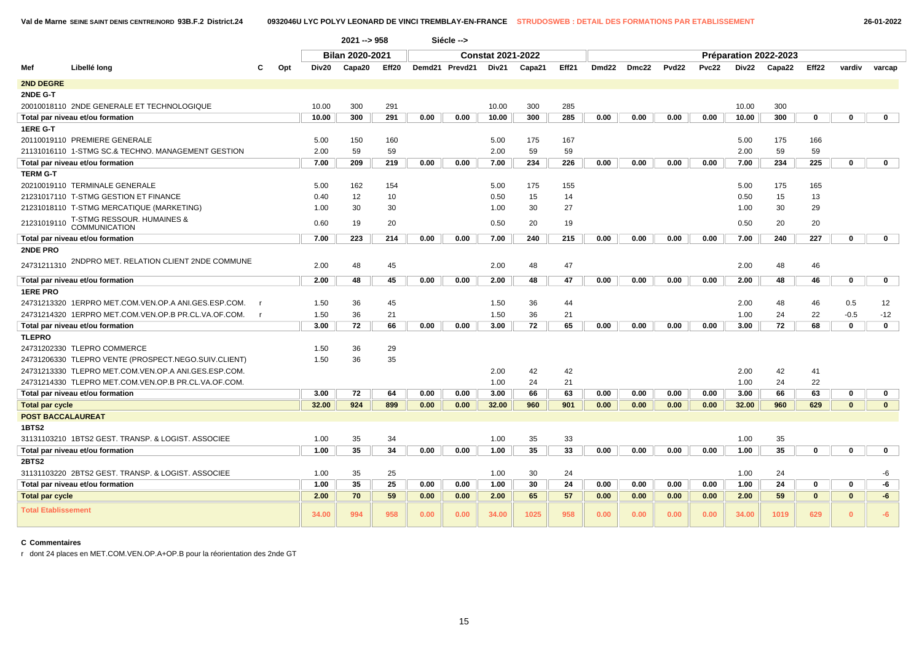Val de Marne SEINE SAINT DENIS CENTRE/NORD 93B.F.2 District.24 — 0932046U LYC POLYV LEONARD DE VINCI TREMBLAY-EN-FRANCE — STRUDOSWEB : DETAIL DES FORMATIONS PAR ETABLISSEMENT — 26-01-2022

2021 --> 958 Siécle -->

| Mef | Libellé long | C | Opt | Bilan 2020-2021 | | | Constat 2021-2022 | | | | | Préparation 2022-2023 | | | | | | | | |
|---|---|---|---|---|---|---|---|---|---|---|---|---|---|---|---|---|---|---|---|---|
| | | | | Div20 | Capa20 | Eff20 | Demd21 | Prevd21 | Div21 | Capa21 | Eff21 | Dmd22 | Dmc22 | Pvd22 | Pvc22 | Div22 | Capa22 | Eff22 | vardiv | varcap |
| **2ND DEGRE** | | | | | | | | | | | | | | | | | | | | |
| **2NDE G-T** | | | | | | | | | | | | | | | | | | | | |
| 20010018110 | 2NDE GENERALE ET TECHNOLOGIQUE | | | 10.00 | 300 | 291 | | | 10.00 | 300 | 285 | | | | | 10.00 | 300 | | | |
| **Total par niveau et/ou formation** | | | | **10.00** | **300** | **291** | **0.00** | **0.00** | **10.00** | **300** | **285** | **0.00** | **0.00** | **0.00** | **0.00** | **10.00** | **300** | **0** | **0** | **0** |
| **1ERE G-T** | | | | | | | | | | | | | | | | | | | | |
| 20110019110 | PREMIERE GENERALE | | | 5.00 | 150 | 160 | | | 5.00 | 175 | 167 | | | | | 5.00 | 175 | 166 | | |
| 21131016110 | 1-STMG SC.& TECHNO. MANAGEMENT GESTION | | | 2.00 | 59 | 59 | | | 2.00 | 59 | 59 | | | | | 2.00 | 59 | 59 | | |
| **Total par niveau et/ou formation** | | | | **7.00** | **209** | **219** | **0.00** | **0.00** | **7.00** | **234** | **226** | **0.00** | **0.00** | **0.00** | **0.00** | **7.00** | **234** | **225** | **0** | **0** |
| **TERM G-T** | | | | | | | | | | | | | | | | | | | | |
| 20210019110 | TERMINALE GENERALE | | | 5.00 | 162 | 154 | | | 5.00 | 175 | 155 | | | | | 5.00 | 175 | 165 | | |
| 21231017110 | T-STMG GESTION ET FINANCE | | | 0.40 | 12 | 10 | | | 0.50 | 15 | 14 | | | | | 0.50 | 15 | 13 | | |
| 21231018110 | T-STMG MERCATIQUE (MARKETING) | | | 1.00 | 30 | 30 | | | 1.00 | 30 | 27 | | | | | 1.00 | 30 | 29 | | |
| 21231019110 | T-STMG RESSOUR. HUMAINES & COMMUNICATION | | | 0.60 | 19 | 20 | | | 0.50 | 20 | 19 | | | | | 0.50 | 20 | 20 | | |
| **Total par niveau et/ou formation** | | | | **7.00** | **223** | **214** | **0.00** | **0.00** | **7.00** | **240** | **215** | **0.00** | **0.00** | **0.00** | **0.00** | **7.00** | **240** | **227** | **0** | **0** |
| **2NDE PRO** | | | | | | | | | | | | | | | | | | | | |
| 24731211310 | 2NDPRO MET. RELATION CLIENT 2NDE COMMUNE | | | 2.00 | 48 | 45 | | | 2.00 | 48 | 47 | | | | | 2.00 | 48 | 46 | | |
| **Total par niveau et/ou formation** | | | | **2.00** | **48** | **45** | **0.00** | **0.00** | **2.00** | **48** | **47** | **0.00** | **0.00** | **0.00** | **0.00** | **2.00** | **48** | **46** | **0** | **0** |
| **1ERE PRO** | | | | | | | | | | | | | | | | | | | | |
| 24731213320 | 1ERPRO MET.COM.VEN.OP.A ANI.GES.ESP.COM. | r | | 1.50 | 36 | 45 | | | 1.50 | 36 | 44 | | | | | 2.00 | 48 | 46 | 0.5 | 12 |
| 24731214320 | 1ERPRO MET.COM.VEN.OP.B PR.CL.VA.OF.COM. | r | | 1.50 | 36 | 21 | | | 1.50 | 36 | 21 | | | | | 1.00 | 24 | 22 | -0.5 | -12 |
| **Total par niveau et/ou formation** | | | | **3.00** | **72** | **66** | **0.00** | **0.00** | **3.00** | **72** | **65** | **0.00** | **0.00** | **0.00** | **0.00** | **3.00** | **72** | **68** | **0** | **0** |
| **TLEPRO** | | | | | | | | | | | | | | | | | | | | |
| 24731202330 | TLEPRO COMMERCE | | | 1.50 | 36 | 29 | | | | | | | | | | | | | | |
| 24731206330 | TLEPRO VENTE (PROSPECT.NEGO.SUIV.CLIENT) | | | 1.50 | 36 | 35 | | | | | | | | | | | | | | |
| 24731213330 | TLEPRO MET.COM.VEN.OP.A ANI.GES.ESP.COM. | | | | | | | | 2.00 | 42 | 42 | | | | | 2.00 | 42 | 41 | | |
| 24731214330 | TLEPRO MET.COM.VEN.OP.B PR.CL.VA.OF.COM. | | | | | | | | 1.00 | 24 | 21 | | | | | 1.00 | 24 | 22 | | |
| **Total par niveau et/ou formation** | | | | **3.00** | **72** | **64** | **0.00** | **0.00** | **3.00** | **66** | **63** | **0.00** | **0.00** | **0.00** | **0.00** | **3.00** | **66** | **63** | **0** | **0** |
| **Total par cycle** | | | | **32.00** | **924** | **899** | **0.00** | **0.00** | **32.00** | **960** | **901** | **0.00** | **0.00** | **0.00** | **0.00** | **32.00** | **960** | **629** | **0** | **0** |
| **POST BACCALAUREAT** | | | | | | | | | | | | | | | | | | | | |
| **1BTS2** | | | | | | | | | | | | | | | | | | | | |
| 31131103210 | 1BTS2 GEST. TRANSP. & LOGIST. ASSOCIEE | | | 1.00 | 35 | 34 | | | 1.00 | 35 | 33 | | | | | 1.00 | 35 | | | |
| **Total par niveau et/ou formation** | | | | **1.00** | **35** | **34** | **0.00** | **0.00** | **1.00** | **35** | **33** | **0.00** | **0.00** | **0.00** | **0.00** | **1.00** | **35** | **0** | **0** | **0** |
| **2BTS2** | | | | | | | | | | | | | | | | | | | | |
| 31131103220 | 2BTS2 GEST. TRANSP. & LOGIST. ASSOCIEE | | | 1.00 | 35 | 25 | | | 1.00 | 30 | 24 | | | | | 1.00 | 24 | | | -6 |
| **Total par niveau et/ou formation** | | | | **1.00** | **35** | **25** | **0.00** | **0.00** | **1.00** | **30** | **24** | **0.00** | **0.00** | **0.00** | **0.00** | **1.00** | **24** | **0** | **0** | **-6** |
| **Total par cycle** | | | | **2.00** | **70** | **59** | **0.00** | **0.00** | **2.00** | **65** | **57** | **0.00** | **0.00** | **0.00** | **0.00** | **2.00** | **59** | **0** | **0** | **-6** |
| **Total Etablissement** | | | | **34.00** | **994** | **958** | **0.00** | **0.00** | **34.00** | **1025** | **958** | **0.00** | **0.00** | **0.00** | **0.00** | **34.00** | **1019** | **629** | **0** | **-6** |

**C Commentaires**

r dont 24 places en MET.COM.VEN.OP.A+OP.B pour la réorientation des 2nde GT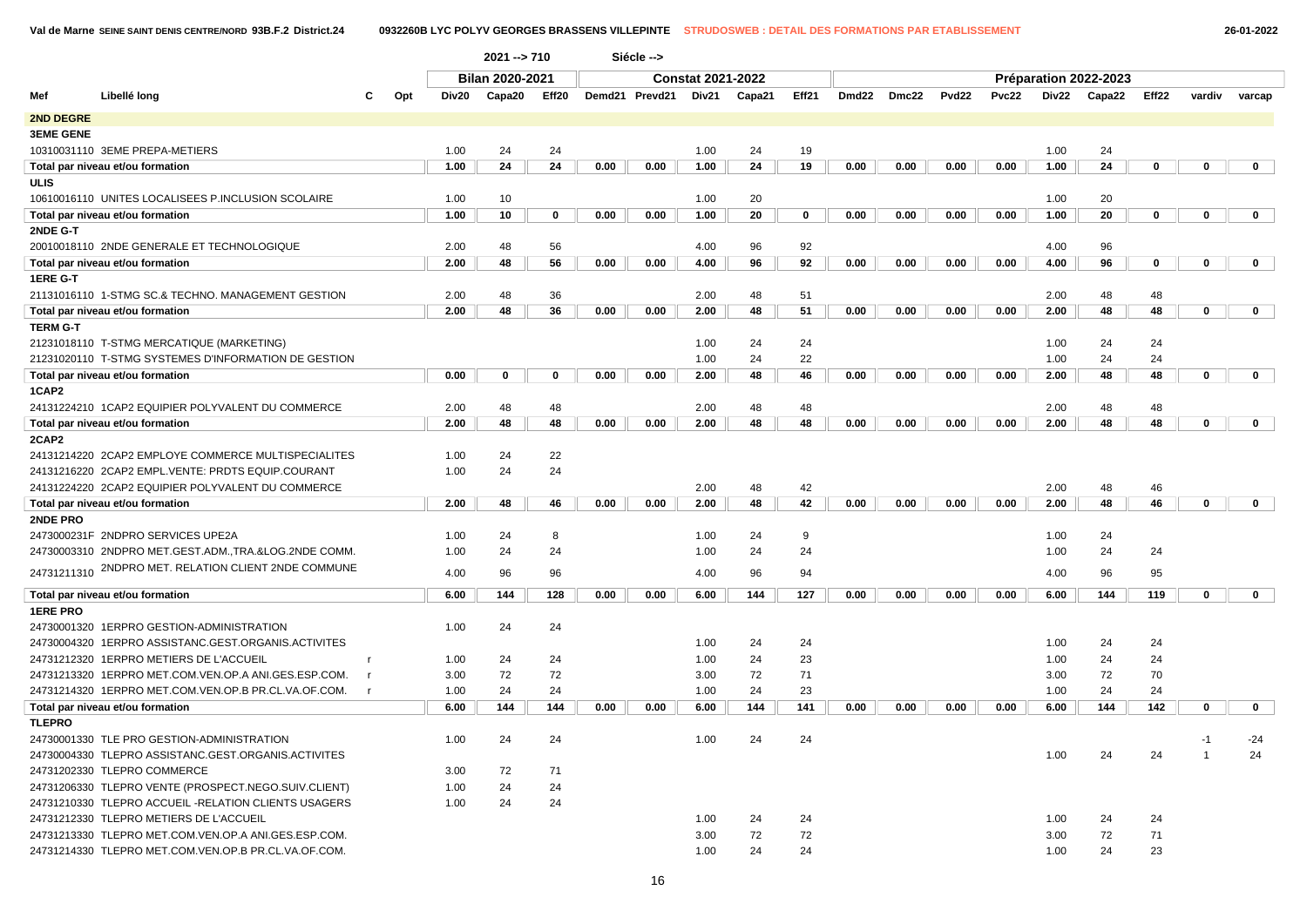Val de Marne SEINE SAINT DENIS CENTRE/NORD 93B.F.2 District.24 — 0932260B LYC POLYV GEORGES BRASSENS VILLEPINTE — STRUDOSWEB : DETAIL DES FORMATIONS PAR ETABLISSEMENT — 26-01-2022

2021 --> 710 Siécle -->

| Mef | Libellé long | C | Opt | Bilan 2020-2021 Div20 | Capa20 | Eff20 | Constat 2021-2022 Demd21 | Prevd21 | Div21 | Capa21 | Eff21 | Préparation 2022-2023 Dmd22 | Dmc22 | Pvd22 | Pvc22 | Div22 | Capa22 | Eff22 | vardiv | varcap |
|---|---|---|---|---|---|---|---|---|---|---|---|---|---|---|---|---|---|---|---|---|
| **2ND DEGRE** | | | | | | | | | | | | | | | | | | | | |
| **3EME GENE** | | | | | | | | | | | | | | | | | | | | |
| 10310031110 | 3EME PREPA-METIERS | | | 1.00 | 24 | 24 | | | 1.00 | 24 | 19 | | | | | 1.00 | 24 | | | |
| **Total par niveau et/ou formation** | | | | 1.00 | 24 | 24 | 0.00 | 0.00 | 1.00 | 24 | 19 | 0.00 | 0.00 | 0.00 | 0.00 | 1.00 | 24 | 0 | 0 | 0 |
| **ULIS** | | | | | | | | | | | | | | | | | | | | |
| 10610016110 | UNITES LOCALISEES P.INCLUSION SCOLAIRE | | | 1.00 | 10 | | | | 1.00 | 20 | | | | | | 1.00 | 20 | | | |
| **Total par niveau et/ou formation** | | | | 1.00 | 10 | 0 | 0.00 | 0.00 | 1.00 | 20 | 0 | 0.00 | 0.00 | 0.00 | 0.00 | 1.00 | 20 | 0 | 0 | 0 |
| **2NDE G-T** | | | | | | | | | | | | | | | | | | | | |
| 20010018110 | 2NDE GENERALE ET TECHNOLOGIQUE | | | 2.00 | 48 | 56 | | | 4.00 | 96 | 92 | | | | | 4.00 | 96 | | | |
| **Total par niveau et/ou formation** | | | | 2.00 | 48 | 56 | 0.00 | 0.00 | 4.00 | 96 | 92 | 0.00 | 0.00 | 0.00 | 0.00 | 4.00 | 96 | 0 | 0 | 0 |
| **1ERE G-T** | | | | | | | | | | | | | | | | | | | | |
| 21131016110 | 1-STMG SC.& TECHNO. MANAGEMENT GESTION | | | 2.00 | 48 | 36 | | | 2.00 | 48 | 51 | | | | | 2.00 | 48 | 48 | | |
| **Total par niveau et/ou formation** | | | | 2.00 | 48 | 36 | 0.00 | 0.00 | 2.00 | 48 | 51 | 0.00 | 0.00 | 0.00 | 0.00 | 2.00 | 48 | 48 | 0 | 0 |
| **TERM G-T** | | | | | | | | | | | | | | | | | | | | |
| 21231018110 | T-STMG MERCATIQUE (MARKETING) | | | | | | | | 1.00 | 24 | 24 | | | | | 1.00 | 24 | 24 | | |
| 21231020110 | T-STMG SYSTEMES D'INFORMATION DE GESTION | | | | | | | | 1.00 | 24 | 22 | | | | | 1.00 | 24 | 24 | | |
| **Total par niveau et/ou formation** | | | | 0.00 | 0 | 0 | 0.00 | 0.00 | 2.00 | 48 | 46 | 0.00 | 0.00 | 0.00 | 0.00 | 2.00 | 48 | 48 | 0 | 0 |
| **1CAP2** | | | | | | | | | | | | | | | | | | | | |
| 24131224210 | 1CAP2 EQUIPIER POLYVALENT DU COMMERCE | | | 2.00 | 48 | 48 | | | 2.00 | 48 | 48 | | | | | 2.00 | 48 | 48 | | |
| **Total par niveau et/ou formation** | | | | 2.00 | 48 | 48 | 0.00 | 0.00 | 2.00 | 48 | 48 | 0.00 | 0.00 | 0.00 | 0.00 | 2.00 | 48 | 48 | 0 | 0 |
| **2CAP2** | | | | | | | | | | | | | | | | | | | | |
| 24131214220 | 2CAP2 EMPLOYE COMMERCE MULTISPECIALITES | | | 1.00 | 24 | 22 | | | | | | | | | | | | | | |
| 24131216220 | 2CAP2 EMPL.VENTE: PRDTS EQUIP.COURANT | | | 1.00 | 24 | 24 | | | | | | | | | | | | | | |
| 24131224220 | 2CAP2 EQUIPIER POLYVALENT DU COMMERCE | | | | | | | | 2.00 | 48 | 42 | | | | | 2.00 | 48 | 46 | | |
| **Total par niveau et/ou formation** | | | | 2.00 | 48 | 46 | 0.00 | 0.00 | 2.00 | 48 | 42 | 0.00 | 0.00 | 0.00 | 0.00 | 2.00 | 48 | 46 | 0 | 0 |
| **2NDE PRO** | | | | | | | | | | | | | | | | | | | | |
| 2473000231F | 2NDPRO SERVICES UPE2A | | | 1.00 | 24 | 8 | | | 1.00 | 24 | 9 | | | | | 1.00 | 24 | | | |
| 24730003310 | 2NDPRO MET.GEST.ADM.,TRA.&LOG.2NDE COMM. | | | 1.00 | 24 | 24 | | | 1.00 | 24 | 24 | | | | | 1.00 | 24 | 24 | | |
| 24731211310 | 2NDPRO MET. RELATION CLIENT 2NDE COMMUNE | | | 4.00 | 96 | 96 | | | 4.00 | 96 | 94 | | | | | 4.00 | 96 | 95 | | |
| **Total par niveau et/ou formation** | | | | 6.00 | 144 | 128 | 0.00 | 0.00 | 6.00 | 144 | 127 | 0.00 | 0.00 | 0.00 | 0.00 | 6.00 | 144 | 119 | 0 | 0 |
| **1ERE PRO** | | | | | | | | | | | | | | | | | | | | |
| 24730001320 | 1ERPRO GESTION-ADMINISTRATION | | | 1.00 | 24 | 24 | | | | | | | | | | | | | | |
| 24730004320 | 1ERPRO ASSISTANC.GEST.ORGANIS.ACTIVITES | | | | | | | | 1.00 | 24 | 24 | | | | | 1.00 | 24 | 24 | | |
| 24731212320 | 1ERPRO METIERS DE L'ACCUEIL | r | | 1.00 | 24 | 24 | | | 1.00 | 24 | 23 | | | | | 1.00 | 24 | 24 | | |
| 24731213320 | 1ERPRO MET.COM.VEN.OP.A ANI.GES.ESP.COM. | r | | 3.00 | 72 | 72 | | | 3.00 | 72 | 71 | | | | | 3.00 | 72 | 70 | | |
| 24731214320 | 1ERPRO MET.COM.VEN.OP.B PR.CL.VA.OF.COM. | r | | 1.00 | 24 | 24 | | | 1.00 | 24 | 23 | | | | | 1.00 | 24 | 24 | | |
| **Total par niveau et/ou formation** | | | | 6.00 | 144 | 144 | 0.00 | 0.00 | 6.00 | 144 | 141 | 0.00 | 0.00 | 0.00 | 0.00 | 6.00 | 144 | 142 | 0 | 0 |
| **TLEPRO** | | | | | | | | | | | | | | | | | | | | |
| 24730001330 | TLE PRO GESTION-ADMINISTRATION | | | 1.00 | 24 | 24 | | | 1.00 | 24 | 24 | | | | | | | | -1 | -24 |
| 24730004330 | TLEPRO ASSISTANC.GEST.ORGANIS.ACTIVITES | | | | | | | | | | | | | | | 1.00 | 24 | 24 | 1 | 24 |
| 24731202330 | TLEPRO COMMERCE | | | 3.00 | 72 | 71 | | | | | | | | | | | | | | |
| 24731206330 | TLEPRO VENTE (PROSPECT.NEGO.SUIV.CLIENT) | | | 1.00 | 24 | 24 | | | | | | | | | | | | | | |
| 24731210330 | TLEPRO ACCUEIL -RELATION CLIENTS USAGERS | | | 1.00 | 24 | 24 | | | | | | | | | | | | | | |
| 24731212330 | TLEPRO METIERS DE L'ACCUEIL | | | | | | | | 1.00 | 24 | 24 | | | | | 1.00 | 24 | 24 | | |
| 24731213330 | TLEPRO MET.COM.VEN.OP.A ANI.GES.ESP.COM. | | | | | | | | 3.00 | 72 | 72 | | | | | 3.00 | 72 | 71 | | |
| 24731214330 | TLEPRO MET.COM.VEN.OP.B PR.CL.VA.OF.COM. | | | | | | | | 1.00 | 24 | 24 | | | | | 1.00 | 24 | 23 | | |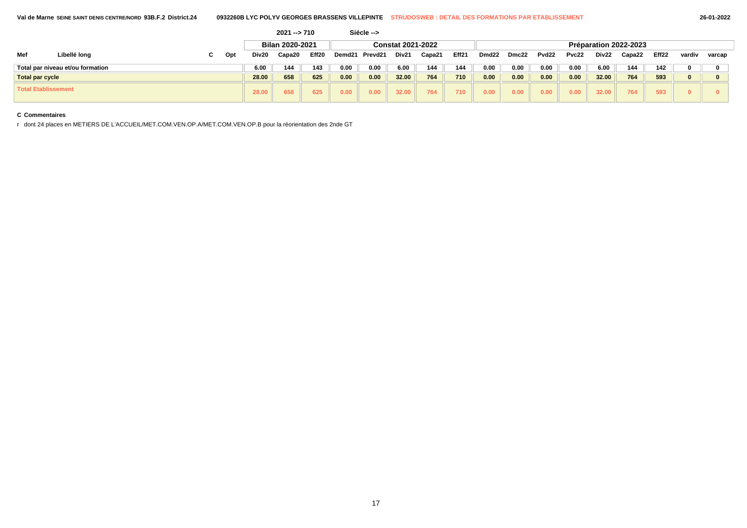Val de Marne SEINE SAINT DENIS CENTRE/NORD 93B.F.2 District.24 — 0932260B LYC POLYV GEORGES BRASSENS VILLEPINTE — STRUDOSWEB : DETAIL DES FORMATIONS PAR ETABLISSEMENT — 26-01-2022

2021 --> 710 — Siécle -->

| Mef | Libellé long | C | Opt | Bilan 2020-2021 | | | Constat 2021-2022 | | | | | Préparation 2022-2023 | | | | | | | | |
|---|---|---|---|---|---|---|---|---|---|---|---|---|---|---|---|---|---|---|---|---|
| | | | | Div20 | Capa20 | Eff20 | Demd21 | Prevd21 | Div21 | Capa21 | Eff21 | Dmd22 | Dmc22 | Pvd22 | Pvc22 | Div22 | Capa22 | Eff22 | vardiv | varcap |
| Total par niveau et/ou formation | | | | 6.00 | 144 | 143 | 0.00 | 0.00 | 6.00 | 144 | 144 | 0.00 | 0.00 | 0.00 | 0.00 | 6.00 | 144 | 142 | 0 | 0 |
| Total par cycle | | | | 28.00 | 658 | 625 | 0.00 | 0.00 | 32.00 | 764 | 710 | 0.00 | 0.00 | 0.00 | 0.00 | 32.00 | 764 | 593 | 0 | 0 |
| Total Etablissement | | | | 28.00 | 658 | 625 | 0.00 | 0.00 | 32.00 | 764 | 710 | 0.00 | 0.00 | 0.00 | 0.00 | 32.00 | 764 | 593 | 0 | 0 |

**C Commentaires**

r dont 24 places en METIERS DE L'ACCUEIL/MET.COM.VEN.OP.A/MET.COM.VEN.OP.B pour la réorientation des 2nde GT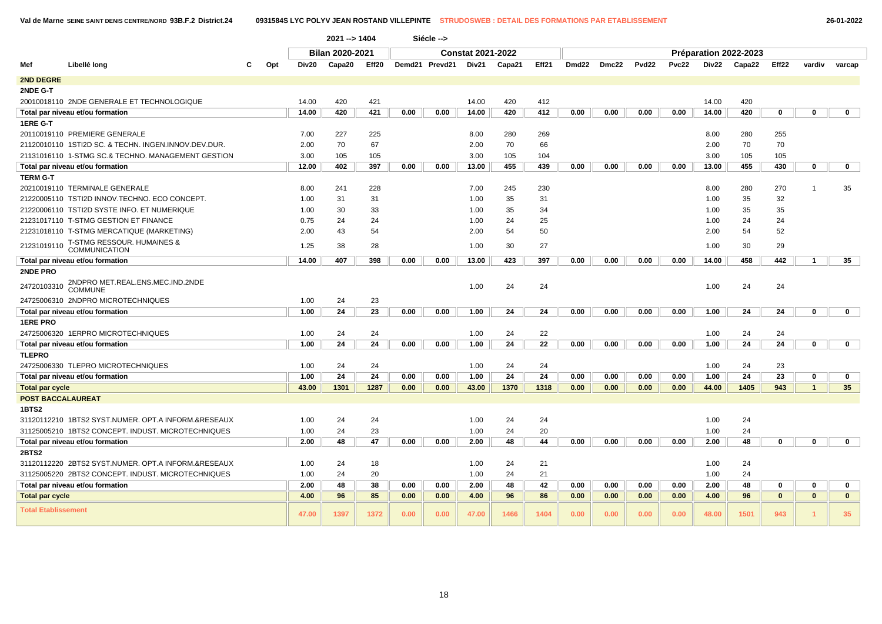Val de Marne SEINE SAINT DENIS CENTRE/NORD 93B.F.2 District.24 — 0931584S LYC POLYV JEAN ROSTAND VILLEPINTE — STRUDOSWEB : DETAIL DES FORMATIONS PAR ETABLISSEMENT — 26-01-2022

2021 --> 1404 Siécle -->

| Mef | Libellé long | C | Opt | Bilan 2020-2021 Div20 | Capa20 | Eff20 | Constat 2021-2022 Demd21 | Prevd21 | Div21 | Capa21 | Eff21 | Préparation 2022-2023 Dmd22 | Dmc22 | Pvd22 | Pvc22 | Div22 | Capa22 | Eff22 | vardiv | varcap |
|---|---|---|---|---|---|---|---|---|---|---|---|---|---|---|---|---|---|---|---|---|
| **2ND DEGRE** | | | | | | | | | | | | | | | | | | | | |
| **2NDE G-T** | | | | | | | | | | | | | | | | | | | | |
| 20010018110 | 2NDE GENERALE ET TECHNOLOGIQUE | | | 14.00 | 420 | 421 | | | 14.00 | 420 | 412 | | | | | 14.00 | 420 | | | |
| **Total par niveau et/ou formation** | | | | 14.00 | 420 | 421 | 0.00 | 0.00 | 14.00 | 420 | 412 | 0.00 | 0.00 | 0.00 | 0.00 | 14.00 | 420 | 0 | 0 | 0 |
| **1ERE G-T** | | | | | | | | | | | | | | | | | | | | |
| 20110019110 | PREMIERE GENERALE | | | 7.00 | 227 | 225 | | | 8.00 | 280 | 269 | | | | | 8.00 | 280 | 255 | | |
| 21120010110 | 1STI2D SC. & TECHN. INGEN.INNOV.DEV.DUR. | | | 2.00 | 70 | 67 | | | 2.00 | 70 | 66 | | | | | 2.00 | 70 | 70 | | |
| 21131016110 | 1-STMG SC.& TECHNO. MANAGEMENT GESTION | | | 3.00 | 105 | 105 | | | 3.00 | 105 | 104 | | | | | 3.00 | 105 | 105 | | |
| **Total par niveau et/ou formation** | | | | 12.00 | 402 | 397 | 0.00 | 0.00 | 13.00 | 455 | 439 | 0.00 | 0.00 | 0.00 | 0.00 | 13.00 | 455 | 430 | 0 | 0 |
| **TERM G-T** | | | | | | | | | | | | | | | | | | | | |
| 20210019110 | TERMINALE GENERALE | | | 8.00 | 241 | 228 | | | 7.00 | 245 | 230 | | | | | 8.00 | 280 | 270 | 1 | 35 |
| 21220005110 | TSTI2D INNOV.TECHNO. ECO CONCEPT. | | | 1.00 | 31 | 31 | | | 1.00 | 35 | 31 | | | | | 1.00 | 35 | 32 | | |
| 21220006110 | TSTI2D SYSTE INFO. ET NUMERIQUE | | | 1.00 | 30 | 33 | | | 1.00 | 35 | 34 | | | | | 1.00 | 35 | 35 | | |
| 21231017110 | T-STMG GESTION ET FINANCE | | | 0.75 | 24 | 24 | | | 1.00 | 24 | 25 | | | | | 1.00 | 24 | 24 | | |
| 21231018110 | T-STMG MERCATIQUE (MARKETING) | | | 2.00 | 43 | 54 | | | 2.00 | 54 | 50 | | | | | 2.00 | 54 | 52 | | |
| 21231019110 | T-STMG RESSOUR. HUMAINES & COMMUNICATION | | | 1.25 | 38 | 28 | | | 1.00 | 30 | 27 | | | | | 1.00 | 30 | 29 | | |
| **Total par niveau et/ou formation** | | | | 14.00 | 407 | 398 | 0.00 | 0.00 | 13.00 | 423 | 397 | 0.00 | 0.00 | 0.00 | 0.00 | 14.00 | 458 | 442 | 1 | 35 |
| **2NDE PRO** | | | | | | | | | | | | | | | | | | | | |
| 24720103310 | 2NDPRO MET.REAL.ENS.MEC.IND.2NDE COMMUNE | | | | | | | | 1.00 | 24 | 24 | | | | | 1.00 | 24 | 24 | | |
| 24725006310 | 2NDPRO MICROTECHNIQUES | | | 1.00 | 24 | 23 | | | | | | | | | | | | | | |
| **Total par niveau et/ou formation** | | | | 1.00 | 24 | 23 | 0.00 | 0.00 | 1.00 | 24 | 24 | 0.00 | 0.00 | 0.00 | 0.00 | 1.00 | 24 | 24 | 0 | 0 |
| **1ERE PRO** | | | | | | | | | | | | | | | | | | | | |
| 24725006320 | 1ERPRO MICROTECHNIQUES | | | 1.00 | 24 | 24 | | | 1.00 | 24 | 22 | | | | | 1.00 | 24 | 24 | | |
| **Total par niveau et/ou formation** | | | | 1.00 | 24 | 24 | 0.00 | 0.00 | 1.00 | 24 | 22 | 0.00 | 0.00 | 0.00 | 0.00 | 1.00 | 24 | 24 | 0 | 0 |
| **TLEPRO** | | | | | | | | | | | | | | | | | | | | |
| 24725006330 | TLEPRO MICROTECHNIQUES | | | 1.00 | 24 | 24 | | | 1.00 | 24 | 24 | | | | | 1.00 | 24 | 23 | | |
| **Total par niveau et/ou formation** | | | | 1.00 | 24 | 24 | 0.00 | 0.00 | 1.00 | 24 | 24 | 0.00 | 0.00 | 0.00 | 0.00 | 1.00 | 24 | 23 | 0 | 0 |
| **Total par cycle** | | | | 43.00 | 1301 | 1287 | 0.00 | 0.00 | 43.00 | 1370 | 1318 | 0.00 | 0.00 | 0.00 | 0.00 | 44.00 | 1405 | 943 | 1 | 35 |
| **POST BACCALAUREAT** | | | | | | | | | | | | | | | | | | | | |
| **1BTS2** | | | | | | | | | | | | | | | | | | | | |
| 31120112210 | 1BTS2 SYST.NUMER. OPT.A INFORM.&RESEAUX | | | 1.00 | 24 | 24 | | | 1.00 | 24 | 24 | | | | | 1.00 | 24 | | | |
| 31125005210 | 1BTS2 CONCEPT. INDUST. MICROTECHNIQUES | | | 1.00 | 24 | 23 | | | 1.00 | 24 | 20 | | | | | 1.00 | 24 | | | |
| **Total par niveau et/ou formation** | | | | 2.00 | 48 | 47 | 0.00 | 0.00 | 2.00 | 48 | 44 | 0.00 | 0.00 | 0.00 | 0.00 | 2.00 | 48 | 0 | 0 | 0 |
| **2BTS2** | | | | | | | | | | | | | | | | | | | | |
| 31120112220 | 2BTS2 SYST.NUMER. OPT.A INFORM.&RESEAUX | | | 1.00 | 24 | 18 | | | 1.00 | 24 | 21 | | | | | 1.00 | 24 | | | |
| 31125005220 | 2BTS2 CONCEPT. INDUST. MICROTECHNIQUES | | | 1.00 | 24 | 20 | | | 1.00 | 24 | 21 | | | | | 1.00 | 24 | | | |
| **Total par niveau et/ou formation** | | | | 2.00 | 48 | 38 | 0.00 | 0.00 | 2.00 | 48 | 42 | 0.00 | 0.00 | 0.00 | 0.00 | 2.00 | 48 | 0 | 0 | 0 |
| **Total par cycle** | | | | 4.00 | 96 | 85 | 0.00 | 0.00 | 4.00 | 96 | 86 | 0.00 | 0.00 | 0.00 | 0.00 | 4.00 | 96 | 0 | 0 | 0 |
| **Total Etablissement** | | | | 47.00 | 1397 | 1372 | 0.00 | 0.00 | 47.00 | 1466 | 1404 | 0.00 | 0.00 | 0.00 | 0.00 | 48.00 | 1501 | 943 | 1 | 35 |